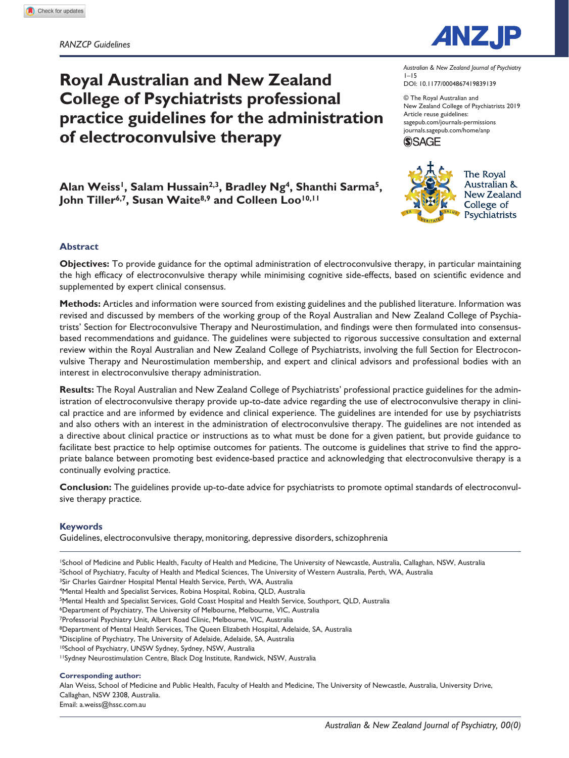*RANZCP Guidelines*

# Royal Australian and New Zealand College of Psychiatrists professional practice guidelines for the administration of electroconvulsive therapy

Australian & New Zealand Journal of Psychiatry
1–15
DOI: 10.1177/0004867419839139

© The Royal Australian and New Zealand College of Psychiatrists 2019
Article reuse guidelines: sagepub.com/journals-permissions
journals.sagepub.com/home/anp

**Alan Weiss[1], Salam Hussain[2,3], Bradley Ng[4], Shanthi Sarma[5], John Tiller[6,7], Susan Waite[8,9] and Colleen Loo[10,11]**

## Abstract

**Objectives:** To provide guidance for the optimal administration of electroconvulsive therapy, in particular maintaining the high efficacy of electroconvulsive therapy while minimising cognitive side-effects, based on scientific evidence and supplemented by expert clinical consensus.

**Methods:** Articles and information were sourced from existing guidelines and the published literature. Information was revised and discussed by members of the working group of the Royal Australian and New Zealand College of Psychiatrists' Section for Electroconvulsive Therapy and Neurostimulation, and findings were then formulated into consensus-based recommendations and guidance. The guidelines were subjected to rigorous successive consultation and external review within the Royal Australian and New Zealand College of Psychiatrists, involving the full Section for Electroconvulsive Therapy and Neurostimulation membership, and expert and clinical advisors and professional bodies with an interest in electroconvulsive therapy administration.

**Results:** The Royal Australian and New Zealand College of Psychiatrists' professional practice guidelines for the administration of electroconvulsive therapy provide up-to-date advice regarding the use of electroconvulsive therapy in clinical practice and are informed by evidence and clinical experience. The guidelines are intended for use by psychiatrists and also others with an interest in the administration of electroconvulsive therapy. The guidelines are not intended as a directive about clinical practice or instructions as to what must be done for a given patient, but provide guidance to facilitate best practice to help optimise outcomes for patients. The outcome is guidelines that strive to find the appropriate balance between promoting best evidence-based practice and acknowledging that electroconvulsive therapy is a continually evolving practice.

**Conclusion:** The guidelines provide up-to-date advice for psychiatrists to promote optimal standards of electroconvulsive therapy practice.

## Keywords

Guidelines, electroconvulsive therapy, monitoring, depressive disorders, schizophrenia

[1]School of Medicine and Public Health, Faculty of Health and Medicine, The University of Newcastle, Australia, Callaghan, NSW, Australia
[2]School of Psychiatry, Faculty of Health and Medical Sciences, The University of Western Australia, Perth, WA, Australia
[3]Sir Charles Gairdner Hospital Mental Health Service, Perth, WA, Australia
[4]Mental Health and Specialist Services, Robina Hospital, Robina, QLD, Australia
[5]Mental Health and Specialist Services, Gold Coast Hospital and Health Service, Southport, QLD, Australia
[6]Department of Psychiatry, The University of Melbourne, Melbourne, VIC, Australia
[7]Professorial Psychiatry Unit, Albert Road Clinic, Melbourne, VIC, Australia
[8]Department of Mental Health Services, The Queen Elizabeth Hospital, Adelaide, SA, Australia
[9]Discipline of Psychiatry, The University of Adelaide, Adelaide, SA, Australia
[10]School of Psychiatry, UNSW Sydney, Sydney, NSW, Australia
[11]Sydney Neurostimulation Centre, Black Dog Institute, Randwick, NSW, Australia

**Corresponding author:**
Alan Weiss, School of Medicine and Public Health, Faculty of Health and Medicine, The University of Newcastle, Australia, University Drive, Callaghan, NSW 2308, Australia.
Email: a.weiss@hssc.com.au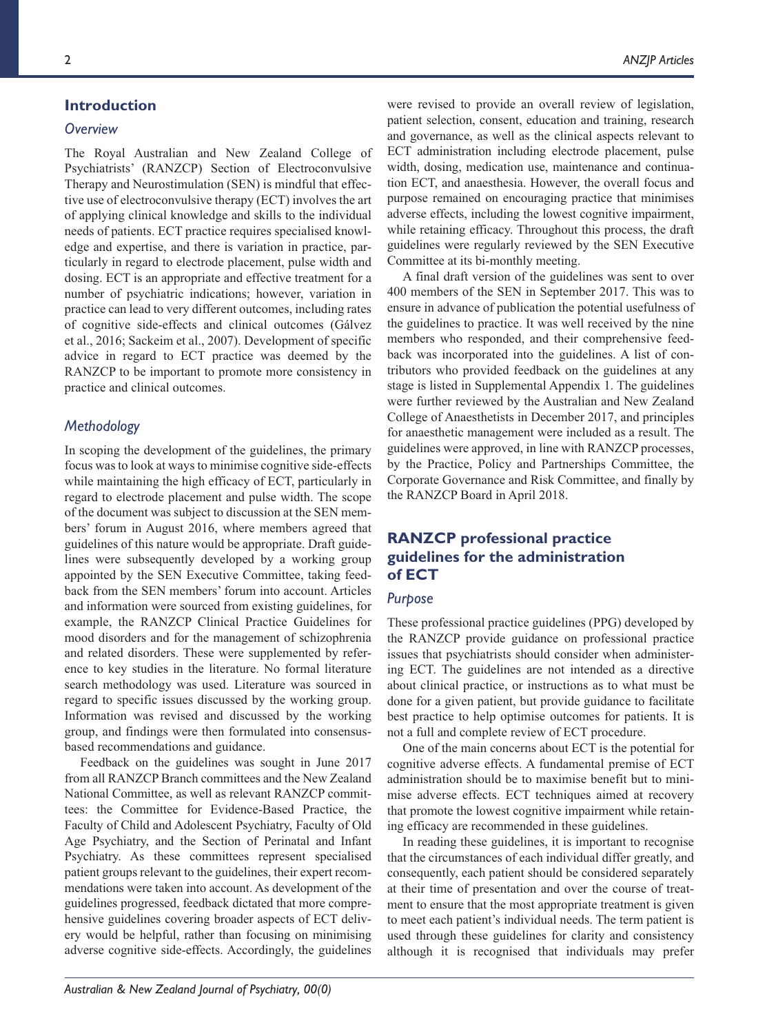## Introduction

### *Overview*

The Royal Australian and New Zealand College of Psychiatrists' (RANZCP) Section of Electroconvulsive Therapy and Neurostimulation (SEN) is mindful that effective use of electroconvulsive therapy (ECT) involves the art of applying clinical knowledge and skills to the individual needs of patients. ECT practice requires specialised knowledge and expertise, and there is variation in practice, particularly in regard to electrode placement, pulse width and dosing. ECT is an appropriate and effective treatment for a number of psychiatric indications; however, variation in practice can lead to very different outcomes, including rates of cognitive side-effects and clinical outcomes (Gálvez et al., 2016; Sackeim et al., 2007). Development of specific advice in regard to ECT practice was deemed by the RANZCP to be important to promote more consistency in practice and clinical outcomes.

### *Methodology*

In scoping the development of the guidelines, the primary focus was to look at ways to minimise cognitive side-effects while maintaining the high efficacy of ECT, particularly in regard to electrode placement and pulse width. The scope of the document was subject to discussion at the SEN members' forum in August 2016, where members agreed that guidelines of this nature would be appropriate. Draft guidelines were subsequently developed by a working group appointed by the SEN Executive Committee, taking feedback from the SEN members' forum into account. Articles and information were sourced from existing guidelines, for example, the RANZCP Clinical Practice Guidelines for mood disorders and for the management of schizophrenia and related disorders. These were supplemented by reference to key studies in the literature. No formal literature search methodology was used. Literature was sourced in regard to specific issues discussed by the working group. Information was revised and discussed by the working group, and findings were then formulated into consensus-based recommendations and guidance.

Feedback on the guidelines was sought in June 2017 from all RANZCP Branch committees and the New Zealand National Committee, as well as relevant RANZCP committees: the Committee for Evidence-Based Practice, the Faculty of Child and Adolescent Psychiatry, Faculty of Old Age Psychiatry, and the Section of Perinatal and Infant Psychiatry. As these committees represent specialised patient groups relevant to the guidelines, their expert recommendations were taken into account. As development of the guidelines progressed, feedback dictated that more comprehensive guidelines covering broader aspects of ECT delivery would be helpful, rather than focusing on minimising adverse cognitive side-effects. Accordingly, the guidelines were revised to provide an overall review of legislation, patient selection, consent, education and training, research and governance, as well as the clinical aspects relevant to ECT administration including electrode placement, pulse width, dosing, medication use, maintenance and continuation ECT, and anaesthesia. However, the overall focus and purpose remained on encouraging practice that minimises adverse effects, including the lowest cognitive impairment, while retaining efficacy. Throughout this process, the draft guidelines were regularly reviewed by the SEN Executive Committee at its bi-monthly meeting.

A final draft version of the guidelines was sent to over 400 members of the SEN in September 2017. This was to ensure in advance of publication the potential usefulness of the guidelines to practice. It was well received by the nine members who responded, and their comprehensive feedback was incorporated into the guidelines. A list of contributors who provided feedback on the guidelines at any stage is listed in Supplemental Appendix 1. The guidelines were further reviewed by the Australian and New Zealand College of Anaesthetists in December 2017, and principles for anaesthetic management were included as a result. The guidelines were approved, in line with RANZCP processes, by the Practice, Policy and Partnerships Committee, the Corporate Governance and Risk Committee, and finally by the RANZCP Board in April 2018.

## RANZCP professional practice guidelines for the administration of ECT

### *Purpose*

These professional practice guidelines (PPG) developed by the RANZCP provide guidance on professional practice issues that psychiatrists should consider when administering ECT. The guidelines are not intended as a directive about clinical practice, or instructions as to what must be done for a given patient, but provide guidance to facilitate best practice to help optimise outcomes for patients. It is not a full and complete review of ECT procedure.

One of the main concerns about ECT is the potential for cognitive adverse effects. A fundamental premise of ECT administration should be to maximise benefit but to minimise adverse effects. ECT techniques aimed at recovery that promote the lowest cognitive impairment while retaining efficacy are recommended in these guidelines.

In reading these guidelines, it is important to recognise that the circumstances of each individual differ greatly, and consequently, each patient should be considered separately at their time of presentation and over the course of treatment to ensure that the most appropriate treatment is given to meet each patient's individual needs. The term patient is used through these guidelines for clarity and consistency although it is recognised that individuals may prefer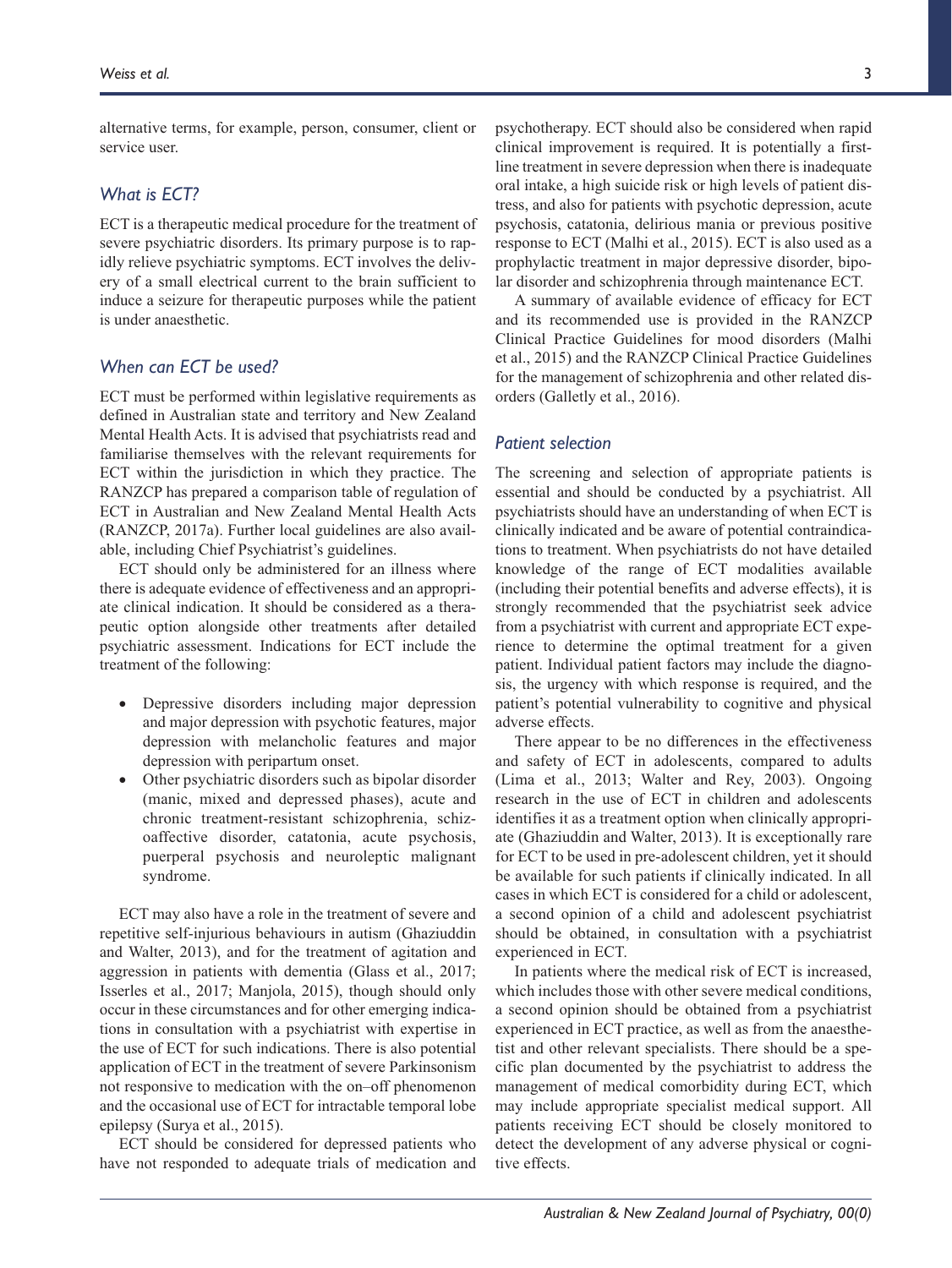alternative terms, for example, person, consumer, client or service user.

### *What is ECT?*

ECT is a therapeutic medical procedure for the treatment of severe psychiatric disorders. Its primary purpose is to rapidly relieve psychiatric symptoms. ECT involves the delivery of a small electrical current to the brain sufficient to induce a seizure for therapeutic purposes while the patient is under anaesthetic.

### *When can ECT be used?*

ECT must be performed within legislative requirements as defined in Australian state and territory and New Zealand Mental Health Acts. It is advised that psychiatrists read and familiarise themselves with the relevant requirements for ECT within the jurisdiction in which they practice. The RANZCP has prepared a comparison table of regulation of ECT in Australian and New Zealand Mental Health Acts (RANZCP, 2017a). Further local guidelines are also available, including Chief Psychiatrist's guidelines.

ECT should only be administered for an illness where there is adequate evidence of effectiveness and an appropriate clinical indication. It should be considered as a therapeutic option alongside other treatments after detailed psychiatric assessment. Indications for ECT include the treatment of the following:

- Depressive disorders including major depression and major depression with psychotic features, major depression with melancholic features and major depression with peripartum onset.
- Other psychiatric disorders such as bipolar disorder (manic, mixed and depressed phases), acute and chronic treatment-resistant schizophrenia, schizoaffective disorder, catatonia, acute psychosis, puerperal psychosis and neuroleptic malignant syndrome.

ECT may also have a role in the treatment of severe and repetitive self-injurious behaviours in autism (Ghaziuddin and Walter, 2013), and for the treatment of agitation and aggression in patients with dementia (Glass et al., 2017; Isserles et al., 2017; Manjola, 2015), though should only occur in these circumstances and for other emerging indications in consultation with a psychiatrist with expertise in the use of ECT for such indications. There is also potential application of ECT in the treatment of severe Parkinsonism not responsive to medication with the on–off phenomenon and the occasional use of ECT for intractable temporal lobe epilepsy (Surya et al., 2015).

ECT should be considered for depressed patients who have not responded to adequate trials of medication and psychotherapy. ECT should also be considered when rapid clinical improvement is required. It is potentially a first-line treatment in severe depression when there is inadequate oral intake, a high suicide risk or high levels of patient distress, and also for patients with psychotic depression, acute psychosis, catatonia, delirious mania or previous positive response to ECT (Malhi et al., 2015). ECT is also used as a prophylactic treatment in major depressive disorder, bipolar disorder and schizophrenia through maintenance ECT.

A summary of available evidence of efficacy for ECT and its recommended use is provided in the RANZCP Clinical Practice Guidelines for mood disorders (Malhi et al., 2015) and the RANZCP Clinical Practice Guidelines for the management of schizophrenia and other related disorders (Galletly et al., 2016).

### *Patient selection*

The screening and selection of appropriate patients is essential and should be conducted by a psychiatrist. All psychiatrists should have an understanding of when ECT is clinically indicated and be aware of potential contraindications to treatment. When psychiatrists do not have detailed knowledge of the range of ECT modalities available (including their potential benefits and adverse effects), it is strongly recommended that the psychiatrist seek advice from a psychiatrist with current and appropriate ECT experience to determine the optimal treatment for a given patient. Individual patient factors may include the diagnosis, the urgency with which response is required, and the patient's potential vulnerability to cognitive and physical adverse effects.

There appear to be no differences in the effectiveness and safety of ECT in adolescents, compared to adults (Lima et al., 2013; Walter and Rey, 2003). Ongoing research in the use of ECT in children and adolescents identifies it as a treatment option when clinically appropriate (Ghaziuddin and Walter, 2013). It is exceptionally rare for ECT to be used in pre-adolescent children, yet it should be available for such patients if clinically indicated. In all cases in which ECT is considered for a child or adolescent, a second opinion of a child and adolescent psychiatrist should be obtained, in consultation with a psychiatrist experienced in ECT.

In patients where the medical risk of ECT is increased, which includes those with other severe medical conditions, a second opinion should be obtained from a psychiatrist experienced in ECT practice, as well as from the anaesthetist and other relevant specialists. There should be a specific plan documented by the psychiatrist to address the management of medical comorbidity during ECT, which may include appropriate specialist medical support. All patients receiving ECT should be closely monitored to detect the development of any adverse physical or cognitive effects.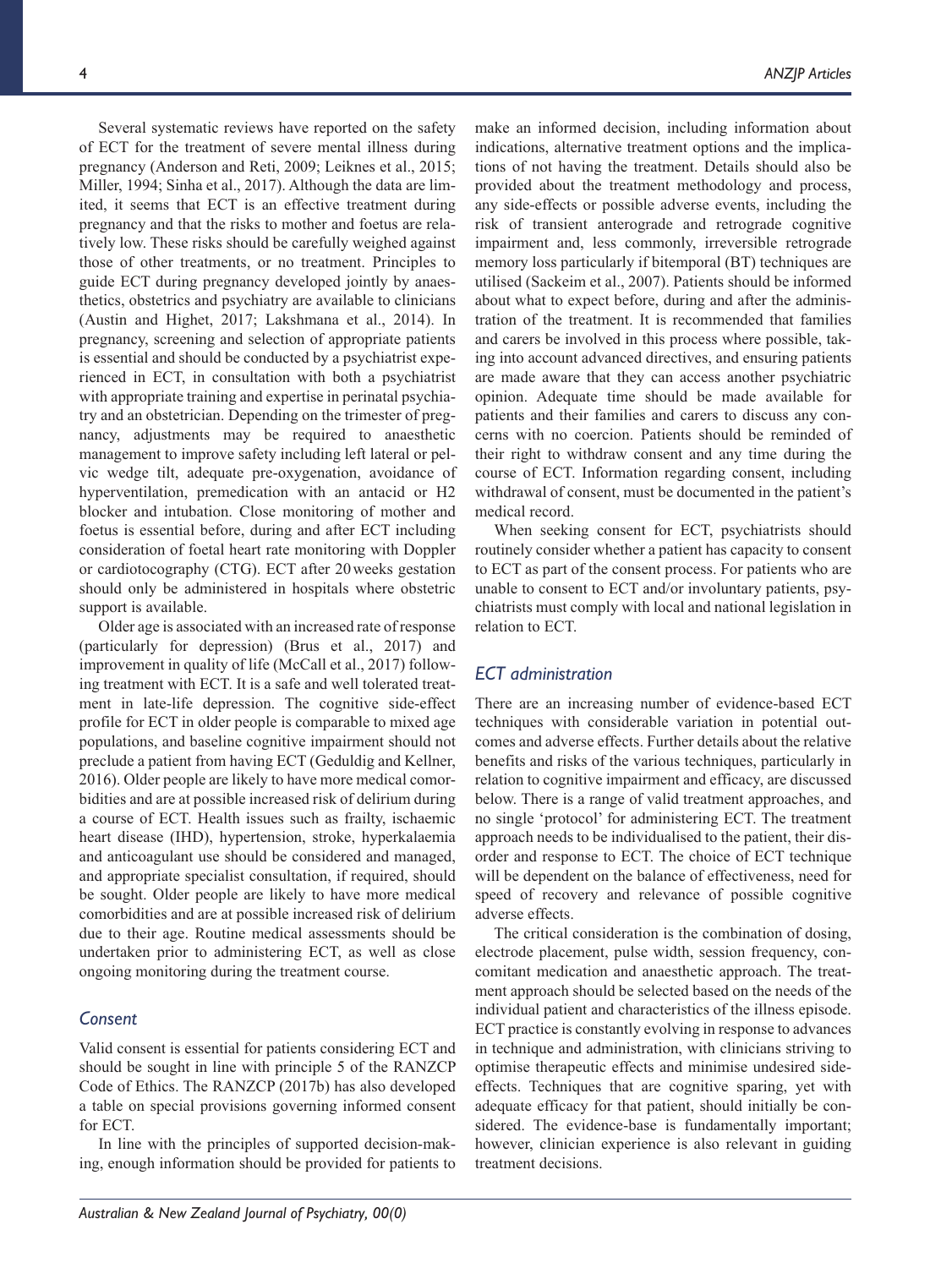Several systematic reviews have reported on the safety of ECT for the treatment of severe mental illness during pregnancy (Anderson and Reti, 2009; Leiknes et al., 2015; Miller, 1994; Sinha et al., 2017). Although the data are limited, it seems that ECT is an effective treatment during pregnancy and that the risks to mother and foetus are relatively low. These risks should be carefully weighed against those of other treatments, or no treatment. Principles to guide ECT during pregnancy developed jointly by anaesthetics, obstetrics and psychiatry are available to clinicians (Austin and Highet, 2017; Lakshmana et al., 2014). In pregnancy, screening and selection of appropriate patients is essential and should be conducted by a psychiatrist experienced in ECT, in consultation with both a psychiatrist with appropriate training and expertise in perinatal psychiatry and an obstetrician. Depending on the trimester of pregnancy, adjustments may be required to anaesthetic management to improve safety including left lateral or pelvic wedge tilt, adequate pre-oxygenation, avoidance of hyperventilation, premedication with an antacid or H2 blocker and intubation. Close monitoring of mother and foetus is essential before, during and after ECT including consideration of foetal heart rate monitoring with Doppler or cardiotocography (CTG). ECT after 20 weeks gestation should only be administered in hospitals where obstetric support is available.

Older age is associated with an increased rate of response (particularly for depression) (Brus et al., 2017) and improvement in quality of life (McCall et al., 2017) following treatment with ECT. It is a safe and well tolerated treatment in late-life depression. The cognitive side-effect profile for ECT in older people is comparable to mixed age populations, and baseline cognitive impairment should not preclude a patient from having ECT (Geduldig and Kellner, 2016). Older people are likely to have more medical comorbidities and are at possible increased risk of delirium during a course of ECT. Health issues such as frailty, ischaemic heart disease (IHD), hypertension, stroke, hyperkalaemia and anticoagulant use should be considered and managed, and appropriate specialist consultation, if required, should be sought. Older people are likely to have more medical comorbidities and are at possible increased risk of delirium due to their age. Routine medical assessments should be undertaken prior to administering ECT, as well as close ongoing monitoring during the treatment course.

### Consent

Valid consent is essential for patients considering ECT and should be sought in line with principle 5 of the RANZCP Code of Ethics. The RANZCP (2017b) has also developed a table on special provisions governing informed consent for ECT.

In line with the principles of supported decision-making, enough information should be provided for patients to make an informed decision, including information about indications, alternative treatment options and the implications of not having the treatment. Details should also be provided about the treatment methodology and process, any side-effects or possible adverse events, including the risk of transient anterograde and retrograde cognitive impairment and, less commonly, irreversible retrograde memory loss particularly if bitemporal (BT) techniques are utilised (Sackeim et al., 2007). Patients should be informed about what to expect before, during and after the administration of the treatment. It is recommended that families and carers be involved in this process where possible, taking into account advanced directives, and ensuring patients are made aware that they can access another psychiatric opinion. Adequate time should be made available for patients and their families and carers to discuss any concerns with no coercion. Patients should be reminded of their right to withdraw consent and any time during the course of ECT. Information regarding consent, including withdrawal of consent, must be documented in the patient's medical record.

When seeking consent for ECT, psychiatrists should routinely consider whether a patient has capacity to consent to ECT as part of the consent process. For patients who are unable to consent to ECT and/or involuntary patients, psychiatrists must comply with local and national legislation in relation to ECT.

### ECT administration

There are an increasing number of evidence-based ECT techniques with considerable variation in potential outcomes and adverse effects. Further details about the relative benefits and risks of the various techniques, particularly in relation to cognitive impairment and efficacy, are discussed below. There is a range of valid treatment approaches, and no single 'protocol' for administering ECT. The treatment approach needs to be individualised to the patient, their disorder and response to ECT. The choice of ECT technique will be dependent on the balance of effectiveness, need for speed of recovery and relevance of possible cognitive adverse effects.

The critical consideration is the combination of dosing, electrode placement, pulse width, session frequency, concomitant medication and anaesthetic approach. The treatment approach should be selected based on the needs of the individual patient and characteristics of the illness episode. ECT practice is constantly evolving in response to advances in technique and administration, with clinicians striving to optimise therapeutic effects and minimise undesired side-effects. Techniques that are cognitive sparing, yet with adequate efficacy for that patient, should initially be considered. The evidence-base is fundamentally important; however, clinician experience is also relevant in guiding treatment decisions.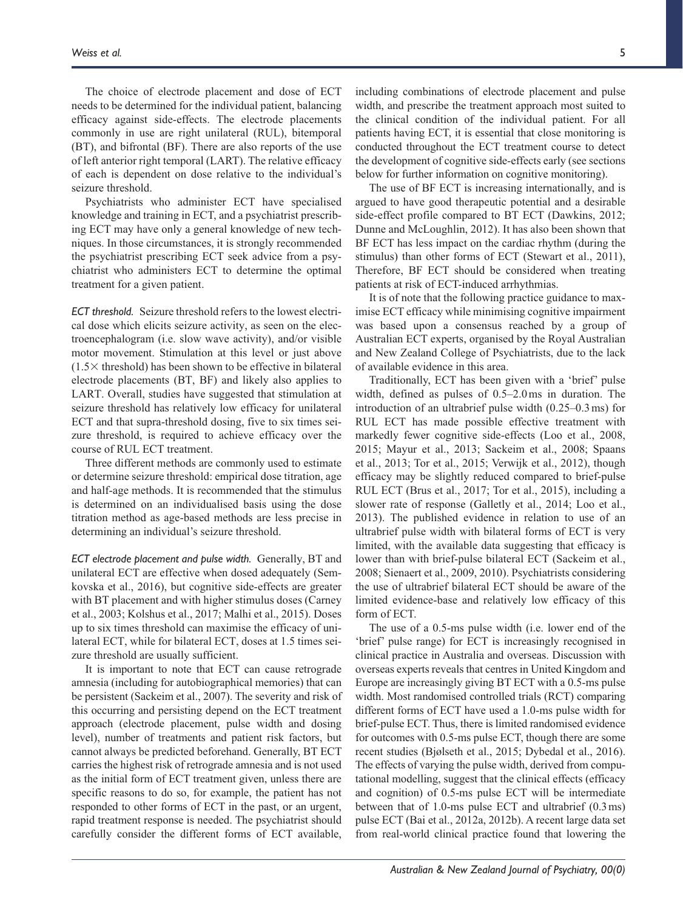The choice of electrode placement and dose of ECT needs to be determined for the individual patient, balancing efficacy against side-effects. The electrode placements commonly in use are right unilateral (RUL), bitemporal (BT), and bifrontal (BF). There are also reports of the use of left anterior right temporal (LART). The relative efficacy of each is dependent on dose relative to the individual's seizure threshold.

Psychiatrists who administer ECT have specialised knowledge and training in ECT, and a psychiatrist prescribing ECT may have only a general knowledge of new techniques. In those circumstances, it is strongly recommended the psychiatrist prescribing ECT seek advice from a psychiatrist who administers ECT to determine the optimal treatment for a given patient.

*ECT threshold.* Seizure threshold refers to the lowest electrical dose which elicits seizure activity, as seen on the electroencephalogram (i.e. slow wave activity), and/or visible motor movement. Stimulation at this level or just above (1.5× threshold) has been shown to be effective in bilateral electrode placements (BT, BF) and likely also applies to LART. Overall, studies have suggested that stimulation at seizure threshold has relatively low efficacy for unilateral ECT and that supra-threshold dosing, five to six times seizure threshold, is required to achieve efficacy over the course of RUL ECT treatment.

Three different methods are commonly used to estimate or determine seizure threshold: empirical dose titration, age and half-age methods. It is recommended that the stimulus is determined on an individualised basis using the dose titration method as age-based methods are less precise in determining an individual's seizure threshold.

*ECT electrode placement and pulse width.* Generally, BT and unilateral ECT are effective when dosed adequately (Semkovska et al., 2016), but cognitive side-effects are greater with BT placement and with higher stimulus doses (Carney et al., 2003; Kolshus et al., 2017; Malhi et al., 2015). Doses up to six times threshold can maximise the efficacy of unilateral ECT, while for bilateral ECT, doses at 1.5 times seizure threshold are usually sufficient.

It is important to note that ECT can cause retrograde amnesia (including for autobiographical memories) that can be persistent (Sackeim et al., 2007). The severity and risk of this occurring and persisting depend on the ECT treatment approach (electrode placement, pulse width and dosing level), number of treatments and patient risk factors, but cannot always be predicted beforehand. Generally, BT ECT carries the highest risk of retrograde amnesia and is not used as the initial form of ECT treatment given, unless there are specific reasons to do so, for example, the patient has not responded to other forms of ECT in the past, or an urgent, rapid treatment response is needed. The psychiatrist should carefully consider the different forms of ECT available, including combinations of electrode placement and pulse width, and prescribe the treatment approach most suited to the clinical condition of the individual patient. For all patients having ECT, it is essential that close monitoring is conducted throughout the ECT treatment course to detect the development of cognitive side-effects early (see sections below for further information on cognitive monitoring).

The use of BF ECT is increasing internationally, and is argued to have good therapeutic potential and a desirable side-effect profile compared to BT ECT (Dawkins, 2012; Dunne and McLoughlin, 2012). It has also been shown that BF ECT has less impact on the cardiac rhythm (during the stimulus) than other forms of ECT (Stewart et al., 2011), Therefore, BF ECT should be considered when treating patients at risk of ECT-induced arrhythmias.

It is of note that the following practice guidance to maximise ECT efficacy while minimising cognitive impairment was based upon a consensus reached by a group of Australian ECT experts, organised by the Royal Australian and New Zealand College of Psychiatrists, due to the lack of available evidence in this area.

Traditionally, ECT has been given with a 'brief' pulse width, defined as pulses of 0.5–2.0 ms in duration. The introduction of an ultrabrief pulse width (0.25–0.3 ms) for RUL ECT has made possible effective treatment with markedly fewer cognitive side-effects (Loo et al., 2008, 2015; Mayur et al., 2013; Sackeim et al., 2008; Spaans et al., 2013; Tor et al., 2015; Verwijk et al., 2012), though efficacy may be slightly reduced compared to brief-pulse RUL ECT (Brus et al., 2017; Tor et al., 2015), including a slower rate of response (Galletly et al., 2014; Loo et al., 2013). The published evidence in relation to use of an ultrabrief pulse width with bilateral forms of ECT is very limited, with the available data suggesting that efficacy is lower than with brief-pulse bilateral ECT (Sackeim et al., 2008; Sienaert et al., 2009, 2010). Psychiatrists considering the use of ultrabrief bilateral ECT should be aware of the limited evidence-base and relatively low efficacy of this form of ECT.

The use of a 0.5-ms pulse width (i.e. lower end of the 'brief' pulse range) for ECT is increasingly recognised in clinical practice in Australia and overseas. Discussion with overseas experts reveals that centres in United Kingdom and Europe are increasingly giving BT ECT with a 0.5-ms pulse width. Most randomised controlled trials (RCT) comparing different forms of ECT have used a 1.0-ms pulse width for brief-pulse ECT. Thus, there is limited randomised evidence for outcomes with 0.5-ms pulse ECT, though there are some recent studies (Bjølseth et al., 2015; Dybedal et al., 2016). The effects of varying the pulse width, derived from computational modelling, suggest that the clinical effects (efficacy and cognition) of 0.5-ms pulse ECT will be intermediate between that of 1.0-ms pulse ECT and ultrabrief (0.3 ms) pulse ECT (Bai et al., 2012a, 2012b). A recent large data set from real-world clinical practice found that lowering the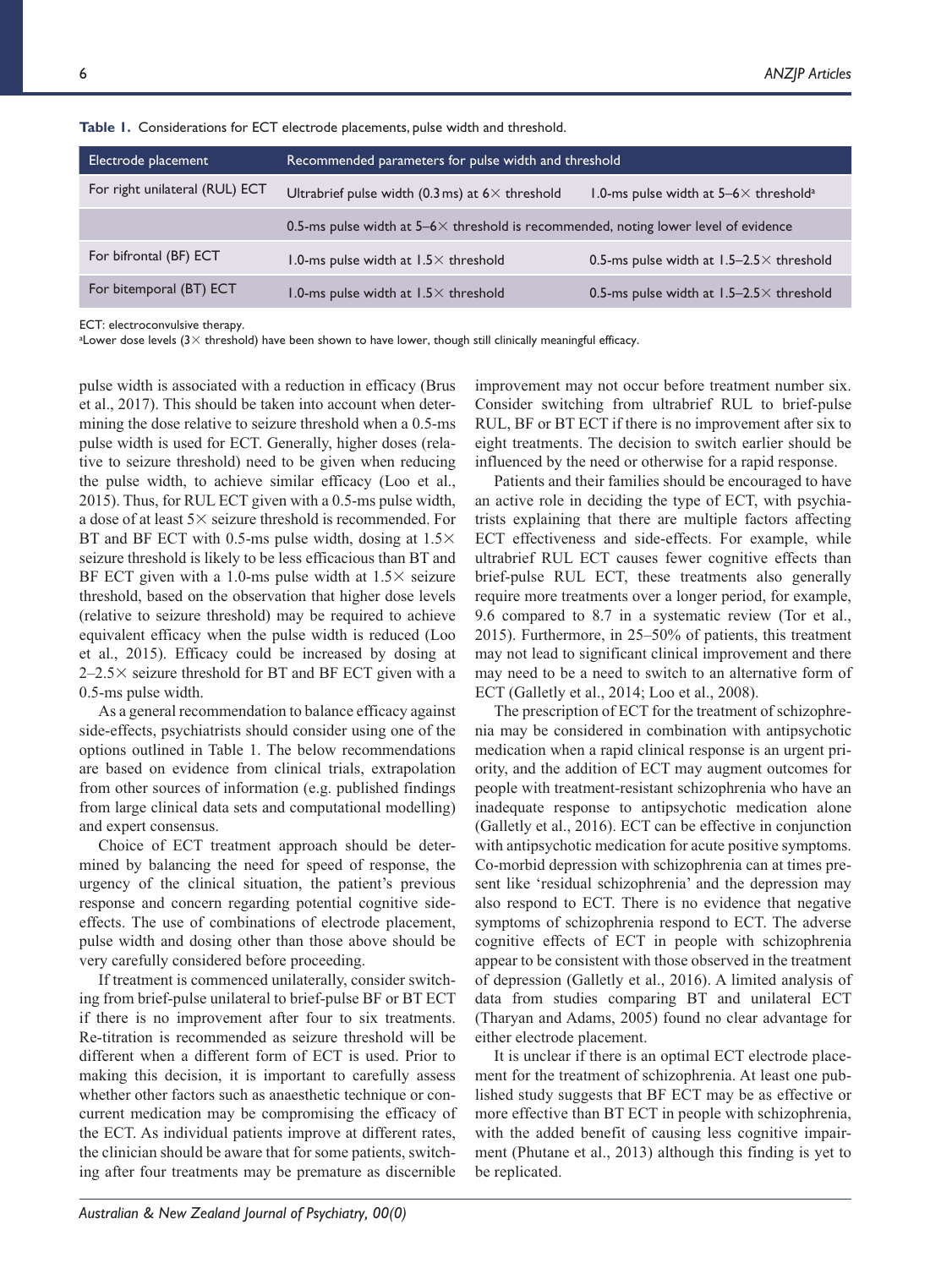**Table 1.** Considerations for ECT electrode placements, pulse width and threshold.

| Electrode placement | Recommended parameters for pulse width and threshold | |
|---|---|---|
| For right unilateral (RUL) ECT | Ultrabrief pulse width (0.3 ms) at 6× threshold | 1.0-ms pulse width at 5–6× threshold[a] |
| | 0.5-ms pulse width at 5–6× threshold is recommended, noting lower level of evidence | |
| For bifrontal (BF) ECT | 1.0-ms pulse width at 1.5× threshold | 0.5-ms pulse width at 1.5–2.5× threshold |
| For bitemporal (BT) ECT | 1.0-ms pulse width at 1.5× threshold | 0.5-ms pulse width at 1.5–2.5× threshold |

ECT: electroconvulsive therapy.
[a]Lower dose levels (3× threshold) have been shown to have lower, though still clinically meaningful efficacy.

pulse width is associated with a reduction in efficacy (Brus et al., 2017). This should be taken into account when determining the dose relative to seizure threshold when a 0.5-ms pulse width is used for ECT. Generally, higher doses (relative to seizure threshold) need to be given when reducing the pulse width, to achieve similar efficacy (Loo et al., 2015). Thus, for RUL ECT given with a 0.5-ms pulse width, a dose of at least 5× seizure threshold is recommended. For BT and BF ECT with 0.5-ms pulse width, dosing at 1.5× seizure threshold is likely to be less efficacious than BT and BF ECT given with a 1.0-ms pulse width at 1.5× seizure threshold, based on the observation that higher dose levels (relative to seizure threshold) may be required to achieve equivalent efficacy when the pulse width is reduced (Loo et al., 2015). Efficacy could be increased by dosing at 2–2.5× seizure threshold for BT and BF ECT given with a 0.5-ms pulse width.

As a general recommendation to balance efficacy against side-effects, psychiatrists should consider using one of the options outlined in Table 1. The below recommendations are based on evidence from clinical trials, extrapolation from other sources of information (e.g. published findings from large clinical data sets and computational modelling) and expert consensus.

Choice of ECT treatment approach should be determined by balancing the need for speed of response, the urgency of the clinical situation, the patient's previous response and concern regarding potential cognitive side-effects. The use of combinations of electrode placement, pulse width and dosing other than those above should be very carefully considered before proceeding.

If treatment is commenced unilaterally, consider switching from brief-pulse unilateral to brief-pulse BF or BT ECT if there is no improvement after four to six treatments. Re-titration is recommended as seizure threshold will be different when a different form of ECT is used. Prior to making this decision, it is important to carefully assess whether other factors such as anaesthetic technique or concurrent medication may be compromising the efficacy of the ECT. As individual patients improve at different rates, the clinician should be aware that for some patients, switching after four treatments may be premature as discernible improvement may not occur before treatment number six. Consider switching from ultrabrief RUL to brief-pulse RUL, BF or BT ECT if there is no improvement after six to eight treatments. The decision to switch earlier should be influenced by the need or otherwise for a rapid response.

Patients and their families should be encouraged to have an active role in deciding the type of ECT, with psychiatrists explaining that there are multiple factors affecting ECT effectiveness and side-effects. For example, while ultrabrief RUL ECT causes fewer cognitive effects than brief-pulse RUL ECT, these treatments also generally require more treatments over a longer period, for example, 9.6 compared to 8.7 in a systematic review (Tor et al., 2015). Furthermore, in 25–50% of patients, this treatment may not lead to significant clinical improvement and there may need to be a need to switch to an alternative form of ECT (Galletly et al., 2014; Loo et al., 2008).

The prescription of ECT for the treatment of schizophrenia may be considered in combination with antipsychotic medication when a rapid clinical response is an urgent priority, and the addition of ECT may augment outcomes for people with treatment-resistant schizophrenia who have an inadequate response to antipsychotic medication alone (Galletly et al., 2016). ECT can be effective in conjunction with antipsychotic medication for acute positive symptoms. Co-morbid depression with schizophrenia can at times present like 'residual schizophrenia' and the depression may also respond to ECT. There is no evidence that negative symptoms of schizophrenia respond to ECT. The adverse cognitive effects of ECT in people with schizophrenia appear to be consistent with those observed in the treatment of depression (Galletly et al., 2016). A limited analysis of data from studies comparing BT and unilateral ECT (Tharyan and Adams, 2005) found no clear advantage for either electrode placement.

It is unclear if there is an optimal ECT electrode placement for the treatment of schizophrenia. At least one published study suggests that BF ECT may be as effective or more effective than BT ECT in people with schizophrenia, with the added benefit of causing less cognitive impairment (Phutane et al., 2013) although this finding is yet to be replicated.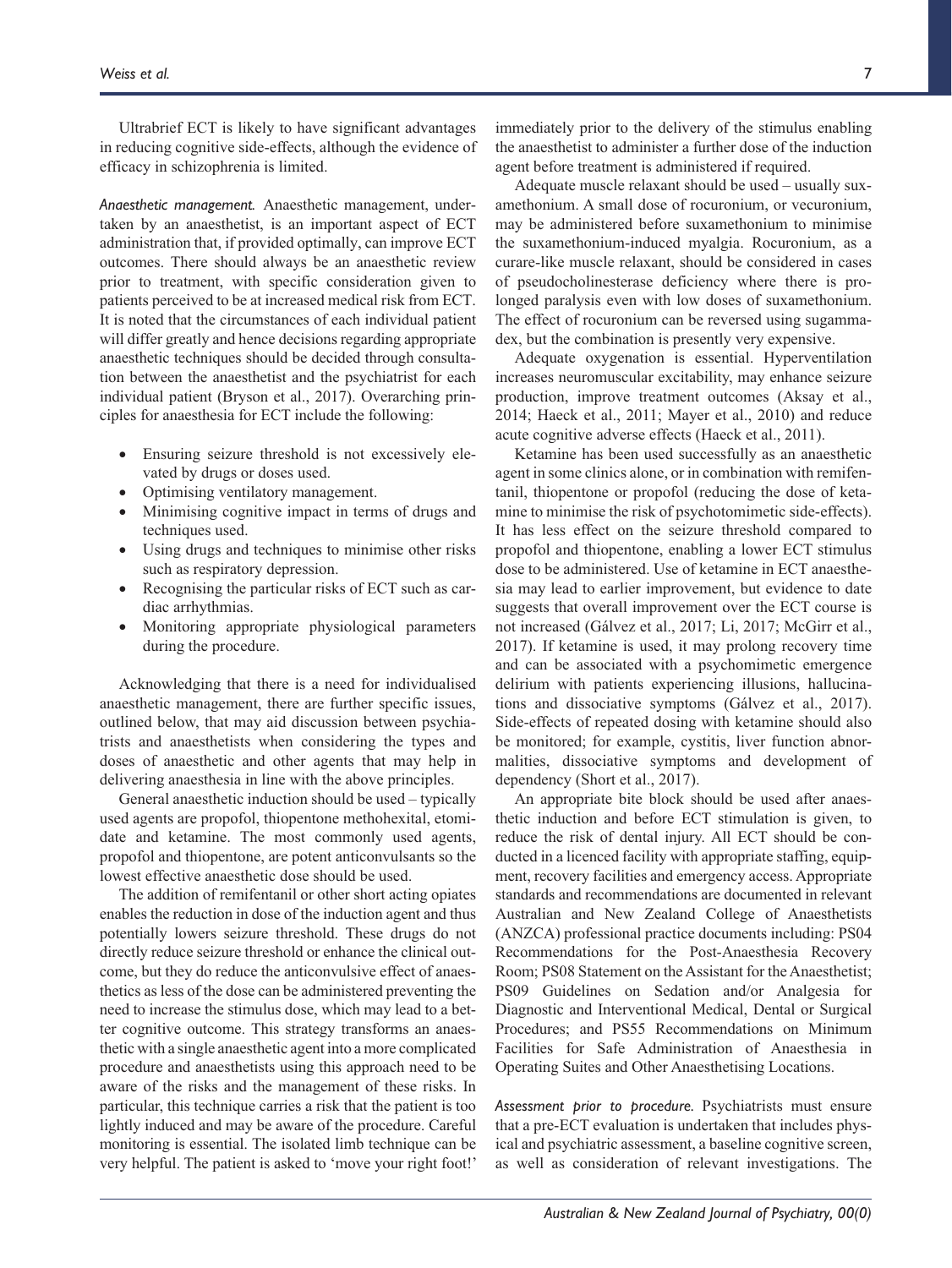Ultrabrief ECT is likely to have significant advantages in reducing cognitive side-effects, although the evidence of efficacy in schizophrenia is limited.

*Anaesthetic management.* Anaesthetic management, undertaken by an anaesthetist, is an important aspect of ECT administration that, if provided optimally, can improve ECT outcomes. There should always be an anaesthetic review prior to treatment, with specific consideration given to patients perceived to be at increased medical risk from ECT. It is noted that the circumstances of each individual patient will differ greatly and hence decisions regarding appropriate anaesthetic techniques should be decided through consultation between the anaesthetist and the psychiatrist for each individual patient (Bryson et al., 2017). Overarching principles for anaesthesia for ECT include the following:

- Ensuring seizure threshold is not excessively elevated by drugs or doses used.
- Optimising ventilatory management.
- Minimising cognitive impact in terms of drugs and techniques used.
- Using drugs and techniques to minimise other risks such as respiratory depression.
- Recognising the particular risks of ECT such as cardiac arrhythmias.
- Monitoring appropriate physiological parameters during the procedure.

Acknowledging that there is a need for individualised anaesthetic management, there are further specific issues, outlined below, that may aid discussion between psychiatrists and anaesthetists when considering the types and doses of anaesthetic and other agents that may help in delivering anaesthesia in line with the above principles.

General anaesthetic induction should be used – typically used agents are propofol, thiopentone methohexital, etomidate and ketamine. The most commonly used agents, propofol and thiopentone, are potent anticonvulsants so the lowest effective anaesthetic dose should be used.

The addition of remifentanil or other short acting opiates enables the reduction in dose of the induction agent and thus potentially lowers seizure threshold. These drugs do not directly reduce seizure threshold or enhance the clinical outcome, but they do reduce the anticonvulsive effect of anaesthetics as less of the dose can be administered preventing the need to increase the stimulus dose, which may lead to a better cognitive outcome. This strategy transforms an anaesthetic with a single anaesthetic agent into a more complicated procedure and anaesthetists using this approach need to be aware of the risks and the management of these risks. In particular, this technique carries a risk that the patient is too lightly induced and may be aware of the procedure. Careful monitoring is essential. The isolated limb technique can be very helpful. The patient is asked to 'move your right foot!' immediately prior to the delivery of the stimulus enabling the anaesthetist to administer a further dose of the induction agent before treatment is administered if required.

Adequate muscle relaxant should be used – usually suxamethonium. A small dose of rocuronium, or vecuronium, may be administered before suxamethonium to minimise the suxamethonium-induced myalgia. Rocuronium, as a curare-like muscle relaxant, should be considered in cases of pseudocholinesterase deficiency where there is prolonged paralysis even with low doses of suxamethonium. The effect of rocuronium can be reversed using sugammadex, but the combination is presently very expensive.

Adequate oxygenation is essential. Hyperventilation increases neuromuscular excitability, may enhance seizure production, improve treatment outcomes (Aksay et al., 2014; Haeck et al., 2011; Mayer et al., 2010) and reduce acute cognitive adverse effects (Haeck et al., 2011).

Ketamine has been used successfully as an anaesthetic agent in some clinics alone, or in combination with remifentanil, thiopentone or propofol (reducing the dose of ketamine to minimise the risk of psychotomimetic side-effects). It has less effect on the seizure threshold compared to propofol and thiopentone, enabling a lower ECT stimulus dose to be administered. Use of ketamine in ECT anaesthesia may lead to earlier improvement, but evidence to date suggests that overall improvement over the ECT course is not increased (Gálvez et al., 2017; Li, 2017; McGirr et al., 2017). If ketamine is used, it may prolong recovery time and can be associated with a psychomimetic emergence delirium with patients experiencing illusions, hallucinations and dissociative symptoms (Gálvez et al., 2017). Side-effects of repeated dosing with ketamine should also be monitored; for example, cystitis, liver function abnormalities, dissociative symptoms and development of dependency (Short et al., 2017).

An appropriate bite block should be used after anaesthetic induction and before ECT stimulation is given, to reduce the risk of dental injury. All ECT should be conducted in a licenced facility with appropriate staffing, equipment, recovery facilities and emergency access. Appropriate standards and recommendations are documented in relevant Australian and New Zealand College of Anaesthetists (ANZCA) professional practice documents including: PS04 Recommendations for the Post-Anaesthesia Recovery Room; PS08 Statement on the Assistant for the Anaesthetist; PS09 Guidelines on Sedation and/or Analgesia for Diagnostic and Interventional Medical, Dental or Surgical Procedures; and PS55 Recommendations on Minimum Facilities for Safe Administration of Anaesthesia in Operating Suites and Other Anaesthetising Locations.

*Assessment prior to procedure.* Psychiatrists must ensure that a pre-ECT evaluation is undertaken that includes physical and psychiatric assessment, a baseline cognitive screen, as well as consideration of relevant investigations. The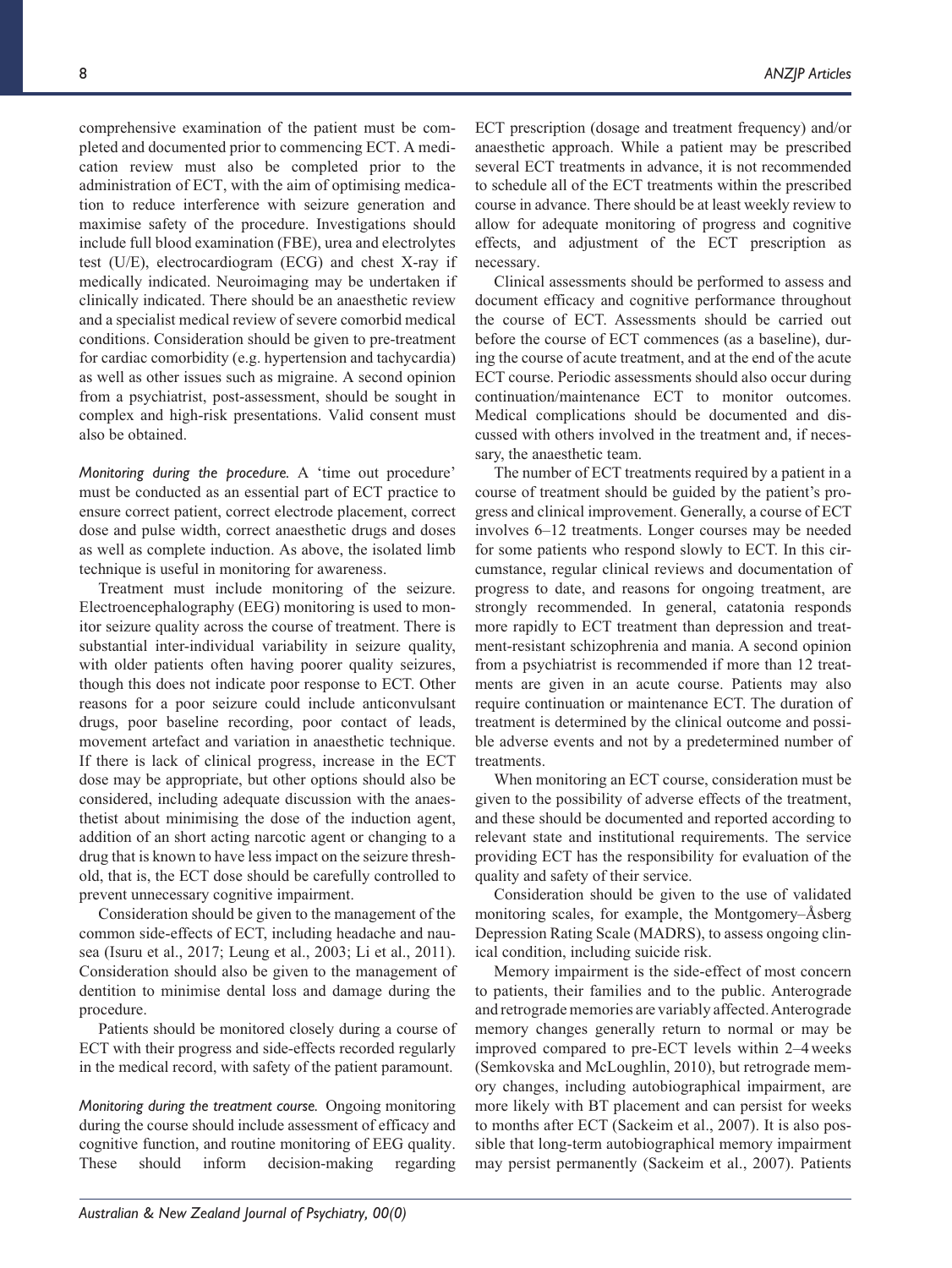comprehensive examination of the patient must be completed and documented prior to commencing ECT. A medication review must also be completed prior to the administration of ECT, with the aim of optimising medication to reduce interference with seizure generation and maximise safety of the procedure. Investigations should include full blood examination (FBE), urea and electrolytes test (U/E), electrocardiogram (ECG) and chest X-ray if medically indicated. Neuroimaging may be undertaken if clinically indicated. There should be an anaesthetic review and a specialist medical review of severe comorbid medical conditions. Consideration should be given to pre-treatment for cardiac comorbidity (e.g. hypertension and tachycardia) as well as other issues such as migraine. A second opinion from a psychiatrist, post-assessment, should be sought in complex and high-risk presentations. Valid consent must also be obtained.

*Monitoring during the procedure.* A 'time out procedure' must be conducted as an essential part of ECT practice to ensure correct patient, correct electrode placement, correct dose and pulse width, correct anaesthetic drugs and doses as well as complete induction. As above, the isolated limb technique is useful in monitoring for awareness.

Treatment must include monitoring of the seizure. Electroencephalography (EEG) monitoring is used to monitor seizure quality across the course of treatment. There is substantial inter-individual variability in seizure quality, with older patients often having poorer quality seizures, though this does not indicate poor response to ECT. Other reasons for a poor seizure could include anticonvulsant drugs, poor baseline recording, poor contact of leads, movement artefact and variation in anaesthetic technique. If there is lack of clinical progress, increase in the ECT dose may be appropriate, but other options should also be considered, including adequate discussion with the anaesthetist about minimising the dose of the induction agent, addition of an short acting narcotic agent or changing to a drug that is known to have less impact on the seizure threshold, that is, the ECT dose should be carefully controlled to prevent unnecessary cognitive impairment.

Consideration should be given to the management of the common side-effects of ECT, including headache and nausea (Isuru et al., 2017; Leung et al., 2003; Li et al., 2011). Consideration should also be given to the management of dentition to minimise dental loss and damage during the procedure.

Patients should be monitored closely during a course of ECT with their progress and side-effects recorded regularly in the medical record, with safety of the patient paramount.

*Monitoring during the treatment course.* Ongoing monitoring during the course should include assessment of efficacy and cognitive function, and routine monitoring of EEG quality. These should inform decision-making regarding ECT prescription (dosage and treatment frequency) and/or anaesthetic approach. While a patient may be prescribed several ECT treatments in advance, it is not recommended to schedule all of the ECT treatments within the prescribed course in advance. There should be at least weekly review to allow for adequate monitoring of progress and cognitive effects, and adjustment of the ECT prescription as necessary.

Clinical assessments should be performed to assess and document efficacy and cognitive performance throughout the course of ECT. Assessments should be carried out before the course of ECT commences (as a baseline), during the course of acute treatment, and at the end of the acute ECT course. Periodic assessments should also occur during continuation/maintenance ECT to monitor outcomes. Medical complications should be documented and discussed with others involved in the treatment and, if necessary, the anaesthetic team.

The number of ECT treatments required by a patient in a course of treatment should be guided by the patient's progress and clinical improvement. Generally, a course of ECT involves 6–12 treatments. Longer courses may be needed for some patients who respond slowly to ECT. In this circumstance, regular clinical reviews and documentation of progress to date, and reasons for ongoing treatment, are strongly recommended. In general, catatonia responds more rapidly to ECT treatment than depression and treatment-resistant schizophrenia and mania. A second opinion from a psychiatrist is recommended if more than 12 treatments are given in an acute course. Patients may also require continuation or maintenance ECT. The duration of treatment is determined by the clinical outcome and possible adverse events and not by a predetermined number of treatments.

When monitoring an ECT course, consideration must be given to the possibility of adverse effects of the treatment, and these should be documented and reported according to relevant state and institutional requirements. The service providing ECT has the responsibility for evaluation of the quality and safety of their service.

Consideration should be given to the use of validated monitoring scales, for example, the Montgomery–Åsberg Depression Rating Scale (MADRS), to assess ongoing clinical condition, including suicide risk.

Memory impairment is the side-effect of most concern to patients, their families and to the public. Anterograde and retrograde memories are variably affected. Anterograde memory changes generally return to normal or may be improved compared to pre-ECT levels within 2–4 weeks (Semkovska and McLoughlin, 2010), but retrograde memory changes, including autobiographical impairment, are more likely with BT placement and can persist for weeks to months after ECT (Sackeim et al., 2007). It is also possible that long-term autobiographical memory impairment may persist permanently (Sackeim et al., 2007). Patients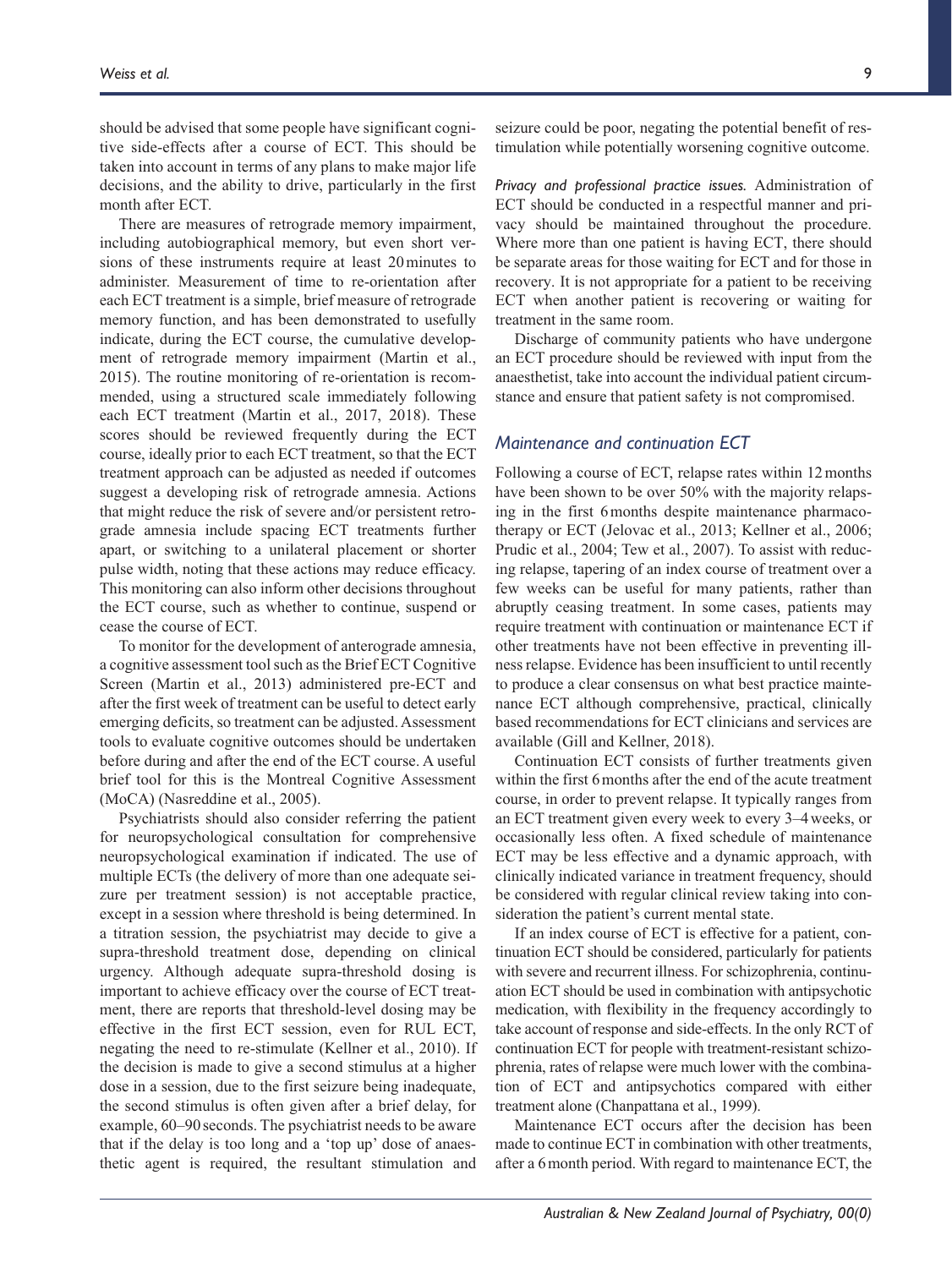should be advised that some people have significant cognitive side-effects after a course of ECT. This should be taken into account in terms of any plans to make major life decisions, and the ability to drive, particularly in the first month after ECT.

There are measures of retrograde memory impairment, including autobiographical memory, but even short versions of these instruments require at least 20 minutes to administer. Measurement of time to re-orientation after each ECT treatment is a simple, brief measure of retrograde memory function, and has been demonstrated to usefully indicate, during the ECT course, the cumulative development of retrograde memory impairment (Martin et al., 2015). The routine monitoring of re-orientation is recommended, using a structured scale immediately following each ECT treatment (Martin et al., 2017, 2018). These scores should be reviewed frequently during the ECT course, ideally prior to each ECT treatment, so that the ECT treatment approach can be adjusted as needed if outcomes suggest a developing risk of retrograde amnesia. Actions that might reduce the risk of severe and/or persistent retrograde amnesia include spacing ECT treatments further apart, or switching to a unilateral placement or shorter pulse width, noting that these actions may reduce efficacy. This monitoring can also inform other decisions throughout the ECT course, such as whether to continue, suspend or cease the course of ECT.

To monitor for the development of anterograde amnesia, a cognitive assessment tool such as the Brief ECT Cognitive Screen (Martin et al., 2013) administered pre-ECT and after the first week of treatment can be useful to detect early emerging deficits, so treatment can be adjusted. Assessment tools to evaluate cognitive outcomes should be undertaken before during and after the end of the ECT course. A useful brief tool for this is the Montreal Cognitive Assessment (MoCA) (Nasreddine et al., 2005).

Psychiatrists should also consider referring the patient for neuropsychological consultation for comprehensive neuropsychological examination if indicated. The use of multiple ECTs (the delivery of more than one adequate seizure per treatment session) is not acceptable practice, except in a session where threshold is being determined. In a titration session, the psychiatrist may decide to give a supra-threshold treatment dose, depending on clinical urgency. Although adequate supra-threshold dosing is important to achieve efficacy over the course of ECT treatment, there are reports that threshold-level dosing may be effective in the first ECT session, even for RUL ECT, negating the need to re-stimulate (Kellner et al., 2010). If the decision is made to give a second stimulus at a higher dose in a session, due to the first seizure being inadequate, the second stimulus is often given after a brief delay, for example, 60–90 seconds. The psychiatrist needs to be aware that if the delay is too long and a 'top up' dose of anaesthetic agent is required, the resultant stimulation and seizure could be poor, negating the potential benefit of restimulation while potentially worsening cognitive outcome.

*Privacy and professional practice issues.* Administration of ECT should be conducted in a respectful manner and privacy should be maintained throughout the procedure. Where more than one patient is having ECT, there should be separate areas for those waiting for ECT and for those in recovery. It is not appropriate for a patient to be receiving ECT when another patient is recovering or waiting for treatment in the same room.

Discharge of community patients who have undergone an ECT procedure should be reviewed with input from the anaesthetist, take into account the individual patient circumstance and ensure that patient safety is not compromised.

### *Maintenance and continuation ECT*

Following a course of ECT, relapse rates within 12 months have been shown to be over 50% with the majority relapsing in the first 6 months despite maintenance pharmacotherapy or ECT (Jelovac et al., 2013; Kellner et al., 2006; Prudic et al., 2004; Tew et al., 2007). To assist with reducing relapse, tapering of an index course of treatment over a few weeks can be useful for many patients, rather than abruptly ceasing treatment. In some cases, patients may require treatment with continuation or maintenance ECT if other treatments have not been effective in preventing illness relapse. Evidence has been insufficient to until recently to produce a clear consensus on what best practice maintenance ECT although comprehensive, practical, clinically based recommendations for ECT clinicians and services are available (Gill and Kellner, 2018).

Continuation ECT consists of further treatments given within the first 6 months after the end of the acute treatment course, in order to prevent relapse. It typically ranges from an ECT treatment given every week to every 3–4 weeks, or occasionally less often. A fixed schedule of maintenance ECT may be less effective and a dynamic approach, with clinically indicated variance in treatment frequency, should be considered with regular clinical review taking into consideration the patient's current mental state.

If an index course of ECT is effective for a patient, continuation ECT should be considered, particularly for patients with severe and recurrent illness. For schizophrenia, continuation ECT should be used in combination with antipsychotic medication, with flexibility in the frequency accordingly to take account of response and side-effects. In the only RCT of continuation ECT for people with treatment-resistant schizophrenia, rates of relapse were much lower with the combination of ECT and antipsychotics compared with either treatment alone (Chanpattana et al., 1999).

Maintenance ECT occurs after the decision has been made to continue ECT in combination with other treatments, after a 6 month period. With regard to maintenance ECT, the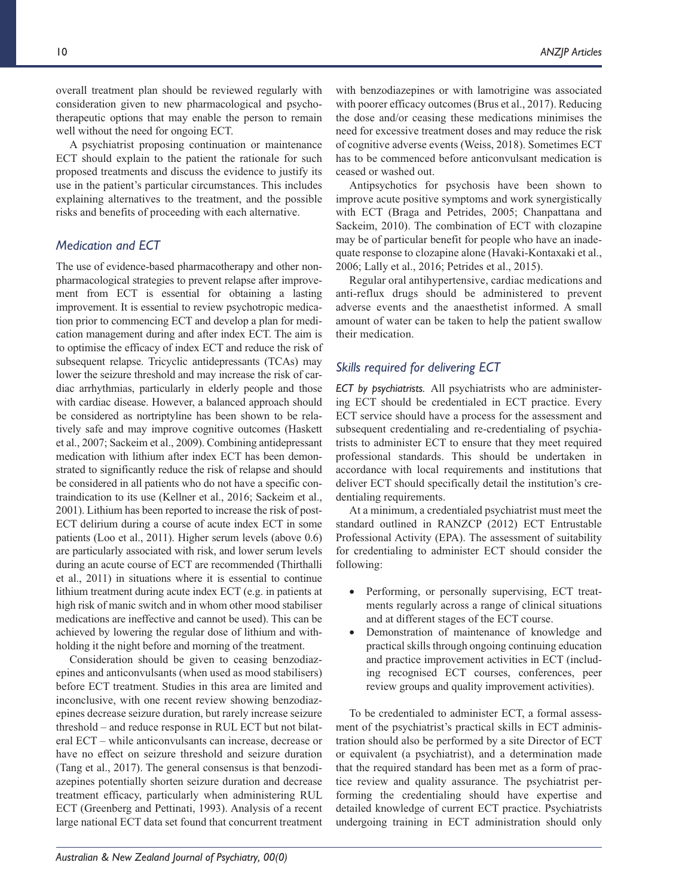overall treatment plan should be reviewed regularly with consideration given to new pharmacological and psychotherapeutic options that may enable the person to remain well without the need for ongoing ECT.

A psychiatrist proposing continuation or maintenance ECT should explain to the patient the rationale for such proposed treatments and discuss the evidence to justify its use in the patient's particular circumstances. This includes explaining alternatives to the treatment, and the possible risks and benefits of proceeding with each alternative.

## *Medication and ECT*

The use of evidence-based pharmacotherapy and other non-pharmacological strategies to prevent relapse after improvement from ECT is essential for obtaining a lasting improvement. It is essential to review psychotropic medication prior to commencing ECT and develop a plan for medication management during and after index ECT. The aim is to optimise the efficacy of index ECT and reduce the risk of subsequent relapse. Tricyclic antidepressants (TCAs) may lower the seizure threshold and may increase the risk of cardiac arrhythmias, particularly in elderly people and those with cardiac disease. However, a balanced approach should be considered as nortriptyline has been shown to be relatively safe and may improve cognitive outcomes (Haskett et al., 2007; Sackeim et al., 2009). Combining antidepressant medication with lithium after index ECT has been demonstrated to significantly reduce the risk of relapse and should be considered in all patients who do not have a specific contraindication to its use (Kellner et al., 2016; Sackeim et al., 2001). Lithium has been reported to increase the risk of post-ECT delirium during a course of acute index ECT in some patients (Loo et al., 2011). Higher serum levels (above 0.6) are particularly associated with risk, and lower serum levels during an acute course of ECT are recommended (Thirthalli et al., 2011) in situations where it is essential to continue lithium treatment during acute index ECT (e.g. in patients at high risk of manic switch and in whom other mood stabiliser medications are ineffective and cannot be used). This can be achieved by lowering the regular dose of lithium and withholding it the night before and morning of the treatment.

Consideration should be given to ceasing benzodiazepines and anticonvulsants (when used as mood stabilisers) before ECT treatment. Studies in this area are limited and inconclusive, with one recent review showing benzodiazepines decrease seizure duration, but rarely increase seizure threshold – and reduce response in RUL ECT but not bilateral ECT – while anticonvulsants can increase, decrease or have no effect on seizure threshold and seizure duration (Tang et al., 2017). The general consensus is that benzodiazepines potentially shorten seizure duration and decrease treatment efficacy, particularly when administering RUL ECT (Greenberg and Pettinati, 1993). Analysis of a recent large national ECT data set found that concurrent treatment with benzodiazepines or with lamotrigine was associated with poorer efficacy outcomes (Brus et al., 2017). Reducing the dose and/or ceasing these medications minimises the need for excessive treatment doses and may reduce the risk of cognitive adverse events (Weiss, 2018). Sometimes ECT has to be commenced before anticonvulsant medication is ceased or washed out.

Antipsychotics for psychosis have been shown to improve acute positive symptoms and work synergistically with ECT (Braga and Petrides, 2005; Chanpattana and Sackeim, 2010). The combination of ECT with clozapine may be of particular benefit for people who have an inadequate response to clozapine alone (Havaki-Kontaxaki et al., 2006; Lally et al., 2016; Petrides et al., 2015).

Regular oral antihypertensive, cardiac medications and anti-reflux drugs should be administered to prevent adverse events and the anaesthetist informed. A small amount of water can be taken to help the patient swallow their medication.

## *Skills required for delivering ECT*

*ECT by psychiatrists.* All psychiatrists who are administering ECT should be credentialed in ECT practice. Every ECT service should have a process for the assessment and subsequent credentialing and re-credentialing of psychiatrists to administer ECT to ensure that they meet required professional standards. This should be undertaken in accordance with local requirements and institutions that deliver ECT should specifically detail the institution's credentialing requirements.

At a minimum, a credentialed psychiatrist must meet the standard outlined in RANZCP (2012) ECT Entrustable Professional Activity (EPA). The assessment of suitability for credentialing to administer ECT should consider the following:

- Performing, or personally supervising, ECT treatments regularly across a range of clinical situations and at different stages of the ECT course.
- Demonstration of maintenance of knowledge and practical skills through ongoing continuing education and practice improvement activities in ECT (including recognised ECT courses, conferences, peer review groups and quality improvement activities).

To be credentialed to administer ECT, a formal assessment of the psychiatrist's practical skills in ECT administration should also be performed by a site Director of ECT or equivalent (a psychiatrist), and a determination made that the required standard has been met as a form of practice review and quality assurance. The psychiatrist performing the credentialing should have expertise and detailed knowledge of current ECT practice. Psychiatrists undergoing training in ECT administration should only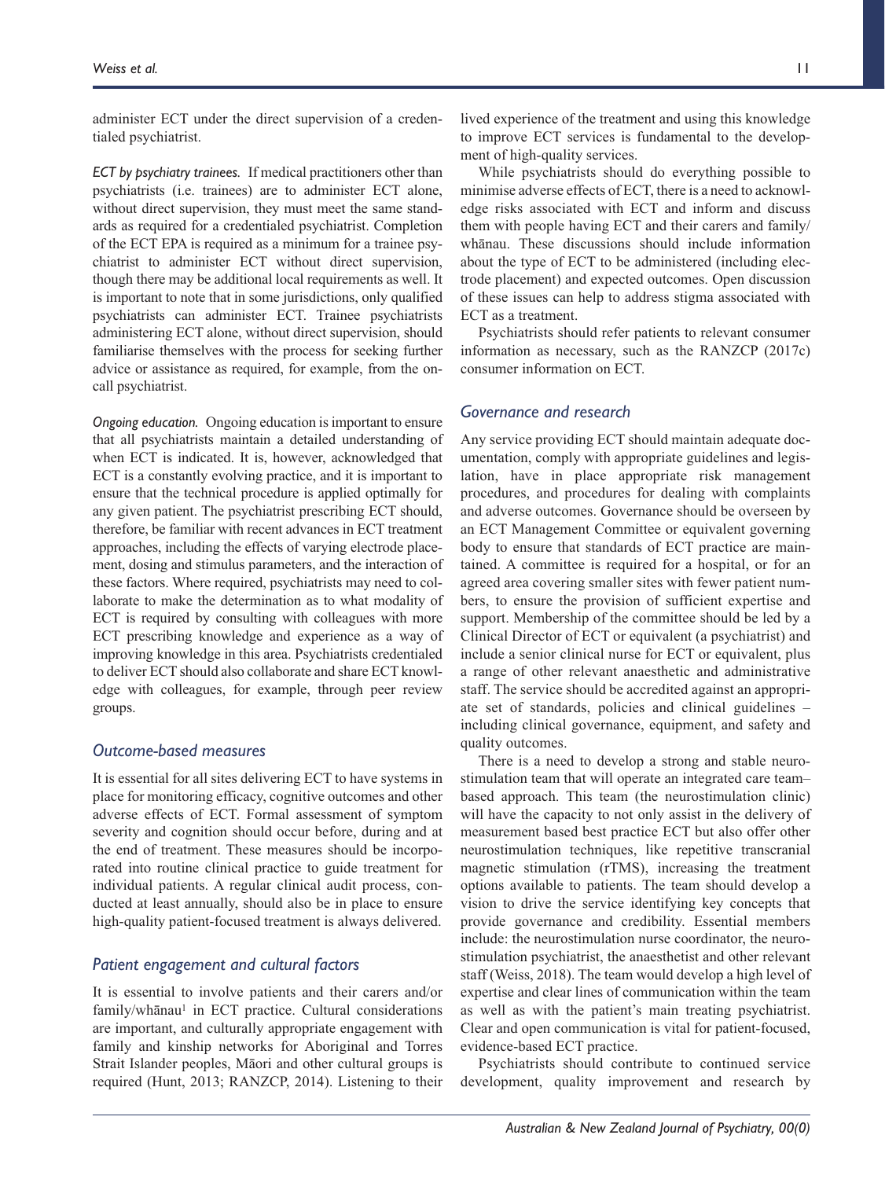administer ECT under the direct supervision of a credentialed psychiatrist.

*ECT by psychiatry trainees.* If medical practitioners other than psychiatrists (i.e. trainees) are to administer ECT alone, without direct supervision, they must meet the same standards as required for a credentialed psychiatrist. Completion of the ECT EPA is required as a minimum for a trainee psychiatrist to administer ECT without direct supervision, though there may be additional local requirements as well. It is important to note that in some jurisdictions, only qualified psychiatrists can administer ECT. Trainee psychiatrists administering ECT alone, without direct supervision, should familiarise themselves with the process for seeking further advice or assistance as required, for example, from the on-call psychiatrist.

*Ongoing education.* Ongoing education is important to ensure that all psychiatrists maintain a detailed understanding of when ECT is indicated. It is, however, acknowledged that ECT is a constantly evolving practice, and it is important to ensure that the technical procedure is applied optimally for any given patient. The psychiatrist prescribing ECT should, therefore, be familiar with recent advances in ECT treatment approaches, including the effects of varying electrode placement, dosing and stimulus parameters, and the interaction of these factors. Where required, psychiatrists may need to collaborate to make the determination as to what modality of ECT is required by consulting with colleagues with more ECT prescribing knowledge and experience as a way of improving knowledge in this area. Psychiatrists credentialed to deliver ECT should also collaborate and share ECT knowledge with colleagues, for example, through peer review groups.

## Outcome-based measures

It is essential for all sites delivering ECT to have systems in place for monitoring efficacy, cognitive outcomes and other adverse effects of ECT. Formal assessment of symptom severity and cognition should occur before, during and at the end of treatment. These measures should be incorporated into routine clinical practice to guide treatment for individual patients. A regular clinical audit process, conducted at least annually, should also be in place to ensure high-quality patient-focused treatment is always delivered.

## Patient engagement and cultural factors

It is essential to involve patients and their carers and/or family/whānau[1] in ECT practice. Cultural considerations are important, and culturally appropriate engagement with family and kinship networks for Aboriginal and Torres Strait Islander peoples, Māori and other cultural groups is required (Hunt, 2013; RANZCP, 2014). Listening to their lived experience of the treatment and using this knowledge to improve ECT services is fundamental to the development of high-quality services.

While psychiatrists should do everything possible to minimise adverse effects of ECT, there is a need to acknowledge risks associated with ECT and inform and discuss them with people having ECT and their carers and family/whānau. These discussions should include information about the type of ECT to be administered (including electrode placement) and expected outcomes. Open discussion of these issues can help to address stigma associated with ECT as a treatment.

Psychiatrists should refer patients to relevant consumer information as necessary, such as the RANZCP (2017c) consumer information on ECT.

## Governance and research

Any service providing ECT should maintain adequate documentation, comply with appropriate guidelines and legislation, have in place appropriate risk management procedures, and procedures for dealing with complaints and adverse outcomes. Governance should be overseen by an ECT Management Committee or equivalent governing body to ensure that standards of ECT practice are maintained. A committee is required for a hospital, or for an agreed area covering smaller sites with fewer patient numbers, to ensure the provision of sufficient expertise and support. Membership of the committee should be led by a Clinical Director of ECT or equivalent (a psychiatrist) and include a senior clinical nurse for ECT or equivalent, plus a range of other relevant anaesthetic and administrative staff. The service should be accredited against an appropriate set of standards, policies and clinical guidelines – including clinical governance, equipment, and safety and quality outcomes.

There is a need to develop a strong and stable neurostimulation team that will operate an integrated care team–based approach. This team (the neurostimulation clinic) will have the capacity to not only assist in the delivery of measurement based best practice ECT but also offer other neurostimulation techniques, like repetitive transcranial magnetic stimulation (rTMS), increasing the treatment options available to patients. The team should develop a vision to drive the service identifying key concepts that provide governance and credibility. Essential members include: the neurostimulation nurse coordinator, the neurostimulation psychiatrist, the anaesthetist and other relevant staff (Weiss, 2018). The team would develop a high level of expertise and clear lines of communication within the team as well as with the patient's main treating psychiatrist. Clear and open communication is vital for patient-focused, evidence-based ECT practice.

Psychiatrists should contribute to continued service development, quality improvement and research by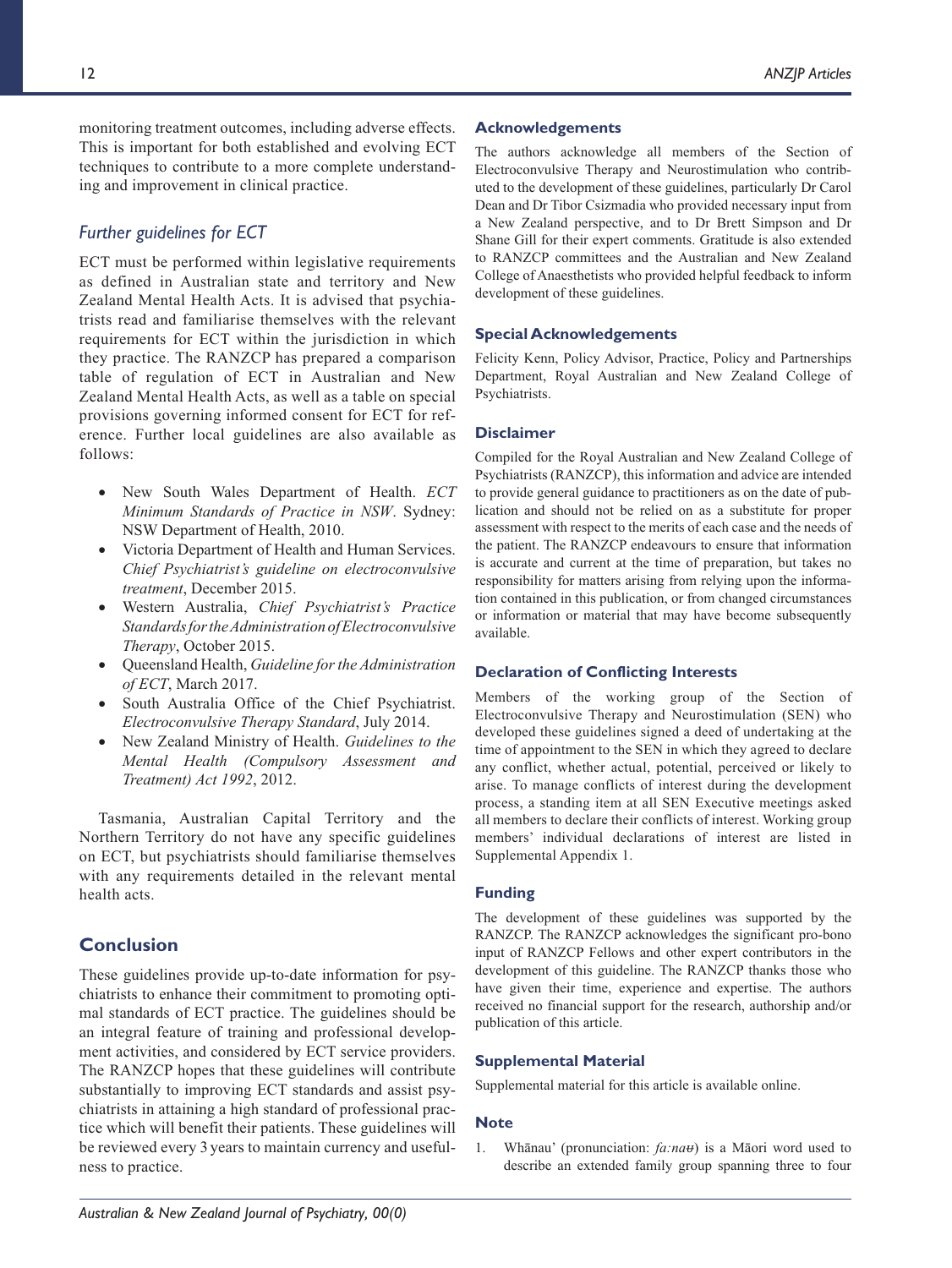monitoring treatment outcomes, including adverse effects. This is important for both established and evolving ECT techniques to contribute to a more complete understanding and improvement in clinical practice.

### Further guidelines for ECT

ECT must be performed within legislative requirements as defined in Australian state and territory and New Zealand Mental Health Acts. It is advised that psychiatrists read and familiarise themselves with the relevant requirements for ECT within the jurisdiction in which they practice. The RANZCP has prepared a comparison table of regulation of ECT in Australian and New Zealand Mental Health Acts, as well as a table on special provisions governing informed consent for ECT for reference. Further local guidelines are also available as follows:

- New South Wales Department of Health. *ECT Minimum Standards of Practice in NSW*. Sydney: NSW Department of Health, 2010.
- Victoria Department of Health and Human Services. *Chief Psychiatrist's guideline on electroconvulsive treatment*, December 2015.
- Western Australia, *Chief Psychiatrist's Practice Standards for the Administration of Electroconvulsive Therapy*, October 2015.
- Queensland Health, *Guideline for the Administration of ECT*, March 2017.
- South Australia Office of the Chief Psychiatrist. *Electroconvulsive Therapy Standard*, July 2014.
- New Zealand Ministry of Health. *Guidelines to the Mental Health (Compulsory Assessment and Treatment) Act 1992*, 2012.

Tasmania, Australian Capital Territory and the Northern Territory do not have any specific guidelines on ECT, but psychiatrists should familiarise themselves with any requirements detailed in the relevant mental health acts.

## Conclusion

These guidelines provide up-to-date information for psychiatrists to enhance their commitment to promoting optimal standards of ECT practice. The guidelines should be an integral feature of training and professional development activities, and considered by ECT service providers. The RANZCP hopes that these guidelines will contribute substantially to improving ECT standards and assist psychiatrists in attaining a high standard of professional practice which will benefit their patients. These guidelines will be reviewed every 3 years to maintain currency and usefulness to practice.

### Acknowledgements

The authors acknowledge all members of the Section of Electroconvulsive Therapy and Neurostimulation who contributed to the development of these guidelines, particularly Dr Carol Dean and Dr Tibor Csizmadia who provided necessary input from a New Zealand perspective, and to Dr Brett Simpson and Dr Shane Gill for their expert comments. Gratitude is also extended to RANZCP committees and the Australian and New Zealand College of Anaesthetists who provided helpful feedback to inform development of these guidelines.

### Special Acknowledgements

Felicity Kenn, Policy Advisor, Practice, Policy and Partnerships Department, Royal Australian and New Zealand College of Psychiatrists.

### Disclaimer

Compiled for the Royal Australian and New Zealand College of Psychiatrists (RANZCP), this information and advice are intended to provide general guidance to practitioners as on the date of publication and should not be relied on as a substitute for proper assessment with respect to the merits of each case and the needs of the patient. The RANZCP endeavours to ensure that information is accurate and current at the time of preparation, but takes no responsibility for matters arising from relying upon the information contained in this publication, or from changed circumstances or information or material that may have become subsequently available.

### Declaration of Conflicting Interests

Members of the working group of the Section of Electroconvulsive Therapy and Neurostimulation (SEN) who developed these guidelines signed a deed of undertaking at the time of appointment to the SEN in which they agreed to declare any conflict, whether actual, potential, perceived or likely to arise. To manage conflicts of interest during the development process, a standing item at all SEN Executive meetings asked all members to declare their conflicts of interest. Working group members' individual declarations of interest are listed in Supplemental Appendix 1.

### Funding

The development of these guidelines was supported by the RANZCP. The RANZCP acknowledges the significant pro-bono input of RANZCP Fellows and other expert contributors in the development of this guideline. The RANZCP thanks those who have given their time, experience and expertise. The authors received no financial support for the research, authorship and/or publication of this article.

### Supplemental Material

Supplemental material for this article is available online.

### Note

1. Whānau' (pronunciation: *fa:naʉ*) is a Māori word used to describe an extended family group spanning three to four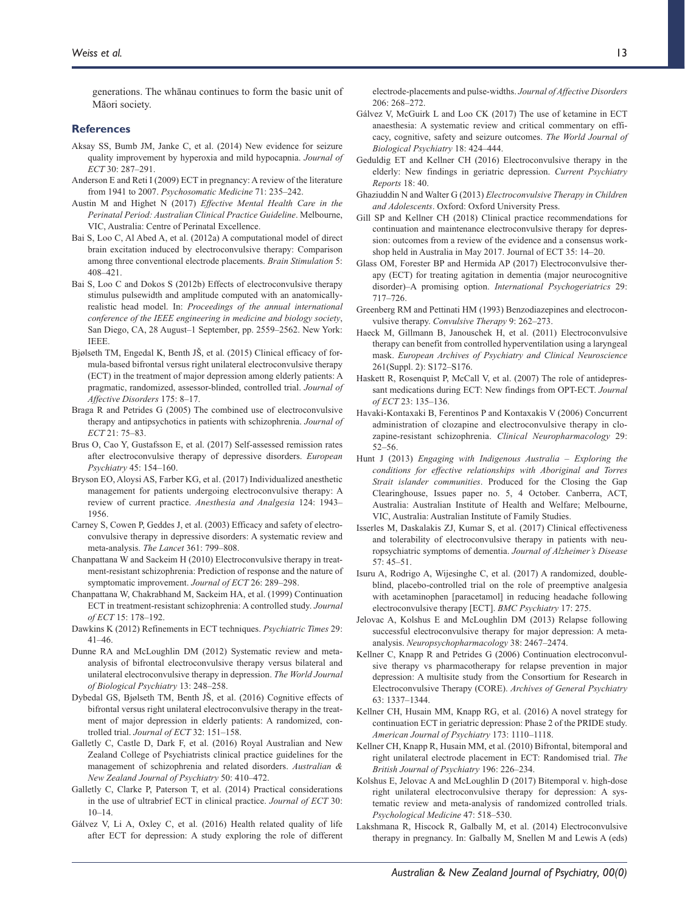generations. The whānau continues to form the basic unit of Māori society.

## References

Aksay SS, Bumb JM, Janke C, et al. (2014) New evidence for seizure quality improvement by hyperoxia and mild hypocapnia. *Journal of ECT* 30: 287–291.

Anderson E and Reti I (2009) ECT in pregnancy: A review of the literature from 1941 to 2007. *Psychosomatic Medicine* 71: 235–242.

Austin M and Highet N (2017) *Effective Mental Health Care in the Perinatal Period: Australian Clinical Practice Guideline*. Melbourne, VIC, Australia: Centre of Perinatal Excellence.

Bai S, Loo C, Al Abed A, et al. (2012a) A computational model of direct brain excitation induced by electroconvulsive therapy: Comparison among three conventional electrode placements. *Brain Stimulation* 5: 408–421.

Bai S, Loo C and Dokos S (2012b) Effects of electroconvulsive therapy stimulus pulsewidth and amplitude computed with an anatomically-realistic head model. In: *Proceedings of the annual international conference of the IEEE engineering in medicine and biology society*, San Diego, CA, 28 August–1 September, pp. 2559–2562. New York: IEEE.

Bjølseth TM, Engedal K, Benth JŠ, et al. (2015) Clinical efficacy of formula-based bifrontal versus right unilateral electroconvulsive therapy (ECT) in the treatment of major depression among elderly patients: A pragmatic, randomized, assessor-blinded, controlled trial. *Journal of Affective Disorders* 175: 8–17.

Braga R and Petrides G (2005) The combined use of electroconvulsive therapy and antipsychotics in patients with schizophrenia. *Journal of ECT* 21: 75–83.

Brus O, Cao Y, Gustafsson E, et al. (2017) Self-assessed remission rates after electroconvulsive therapy of depressive disorders. *European Psychiatry* 45: 154–160.

Bryson EO, Aloysi AS, Farber KG, et al. (2017) Individualized anesthetic management for patients undergoing electroconvulsive therapy: A review of current practice. *Anesthesia and Analgesia* 124: 1943–1956.

Carney S, Cowen P, Geddes J, et al. (2003) Efficacy and safety of electroconvulsive therapy in depressive disorders: A systematic review and meta-analysis. *The Lancet* 361: 799–808.

Chanpattana W and Sackeim H (2010) Electroconvulsive therapy in treatment-resistant schizophrenia: Prediction of response and the nature of symptomatic improvement. *Journal of ECT* 26: 289–298.

Chanpattana W, Chakrabhand M, Sackeim HA, et al. (1999) Continuation ECT in treatment-resistant schizophrenia: A controlled study. *Journal of ECT* 15: 178–192.

Dawkins K (2012) Refinements in ECT techniques. *Psychiatric Times* 29: 41–46.

Dunne RA and McLoughlin DM (2012) Systematic review and meta-analysis of bifrontal electroconvulsive therapy versus bilateral and unilateral electroconvulsive therapy in depression. *The World Journal of Biological Psychiatry* 13: 248–258.

Dybedal GS, Bjølseth TM, Benth JŠ, et al. (2016) Cognitive effects of bifrontal versus right unilateral electroconvulsive therapy in the treatment of major depression in elderly patients: A randomized, controlled trial. *Journal of ECT* 32: 151–158.

Galletly C, Castle D, Dark F, et al. (2016) Royal Australian and New Zealand College of Psychiatrists clinical practice guidelines for the management of schizophrenia and related disorders. *Australian & New Zealand Journal of Psychiatry* 50: 410–472.

Galletly C, Clarke P, Paterson T, et al. (2014) Practical considerations in the use of ultrabrief ECT in clinical practice. *Journal of ECT* 30: 10–14.

Gálvez V, Li A, Oxley C, et al. (2016) Health related quality of life after ECT for depression: A study exploring the role of different electrode-placements and pulse-widths. *Journal of Affective Disorders* 206: 268–272.

Gálvez V, McGuirk L and Loo CK (2017) The use of ketamine in ECT anaesthesia: A systematic review and critical commentary on efficacy, cognitive, safety and seizure outcomes. *The World Journal of Biological Psychiatry* 18: 424–444.

Geduldig ET and Kellner CH (2016) Electroconvulsive therapy in the elderly: New findings in geriatric depression. *Current Psychiatry Reports* 18: 40.

Ghaziuddin N and Walter G (2013) *Electroconvulsive Therapy in Children and Adolescents*. Oxford: Oxford University Press.

Gill SP and Kellner CH (2018) Clinical practice recommendations for continuation and maintenance electroconvulsive therapy for depression: outcomes from a review of the evidence and a consensus workshop held in Australia in May 2017. Journal of ECT 35: 14–20.

Glass OM, Forester BP and Hermida AP (2017) Electroconvulsive therapy (ECT) for treating agitation in dementia (major neurocognitive disorder)–A promising option. *International Psychogeriatrics* 29: 717–726.

Greenberg RM and Pettinati HM (1993) Benzodiazepines and electroconvulsive therapy. *Convulsive Therapy* 9: 262–273.

Haeck M, Gillmann B, Janouschek H, et al. (2011) Electroconvulsive therapy can benefit from controlled hyperventilation using a laryngeal mask. *European Archives of Psychiatry and Clinical Neuroscience* 261(Suppl. 2): S172–S176.

Haskett R, Rosenquist P, McCall V, et al. (2007) The role of antidepressant medications during ECT: New findings from OPT-ECT. *Journal of ECT* 23: 135–136.

Havaki-Kontaxaki B, Ferentinos P and Kontaxakis V (2006) Concurrent administration of clozapine and electroconvulsive therapy in clozapine-resistant schizophrenia. *Clinical Neuropharmacology* 29: 52–56.

Hunt J (2013) *Engaging with Indigenous Australia – Exploring the conditions for effective relationships with Aboriginal and Torres Strait islander communities*. Produced for the Closing the Gap Clearinghouse, Issues paper no. 5, 4 October. Canberra, ACT, Australia: Australian Institute of Health and Welfare; Melbourne, VIC, Australia: Australian Institute of Family Studies.

Isserles M, Daskalakis ZJ, Kumar S, et al. (2017) Clinical effectiveness and tolerability of electroconvulsive therapy in patients with neuropsychiatric symptoms of dementia. *Journal of Alzheimer's Disease* 57: 45–51.

Isuru A, Rodrigo A, Wijesinghe C, et al. (2017) A randomized, double-blind, placebo-controlled trial on the role of preemptive analgesia with acetaminophen [paracetamol] in reducing headache following electroconvulsive therapy [ECT]. *BMC Psychiatry* 17: 275.

Jelovac A, Kolshus E and McLoughlin DM (2013) Relapse following successful electroconvulsive therapy for major depression: A meta-analysis. *Neuropsychopharmacology* 38: 2467–2474.

Kellner C, Knapp R and Petrides G (2006) Continuation electroconvulsive therapy vs pharmacotherapy for relapse prevention in major depression: A multisite study from the Consortium for Research in Electroconvulsive Therapy (CORE). *Archives of General Psychiatry* 63: 1337–1344.

Kellner CH, Husain MM, Knapp RG, et al. (2016) A novel strategy for continuation ECT in geriatric depression: Phase 2 of the PRIDE study. *American Journal of Psychiatry* 173: 1110–1118.

Kellner CH, Knapp R, Husain MM, et al. (2010) Bifrontal, bitemporal and right unilateral electrode placement in ECT: Randomised trial. *The British Journal of Psychiatry* 196: 226–234.

Kolshus E, Jelovac A and McLoughlin D (2017) Bitemporal v. high-dose right unilateral electroconvulsive therapy for depression: A systematic review and meta-analysis of randomized controlled trials. *Psychological Medicine* 47: 518–530.

Lakshmana R, Hiscock R, Galbally M, et al. (2014) Electroconvulsive therapy in pregnancy. In: Galbally M, Snellen M and Lewis A (eds)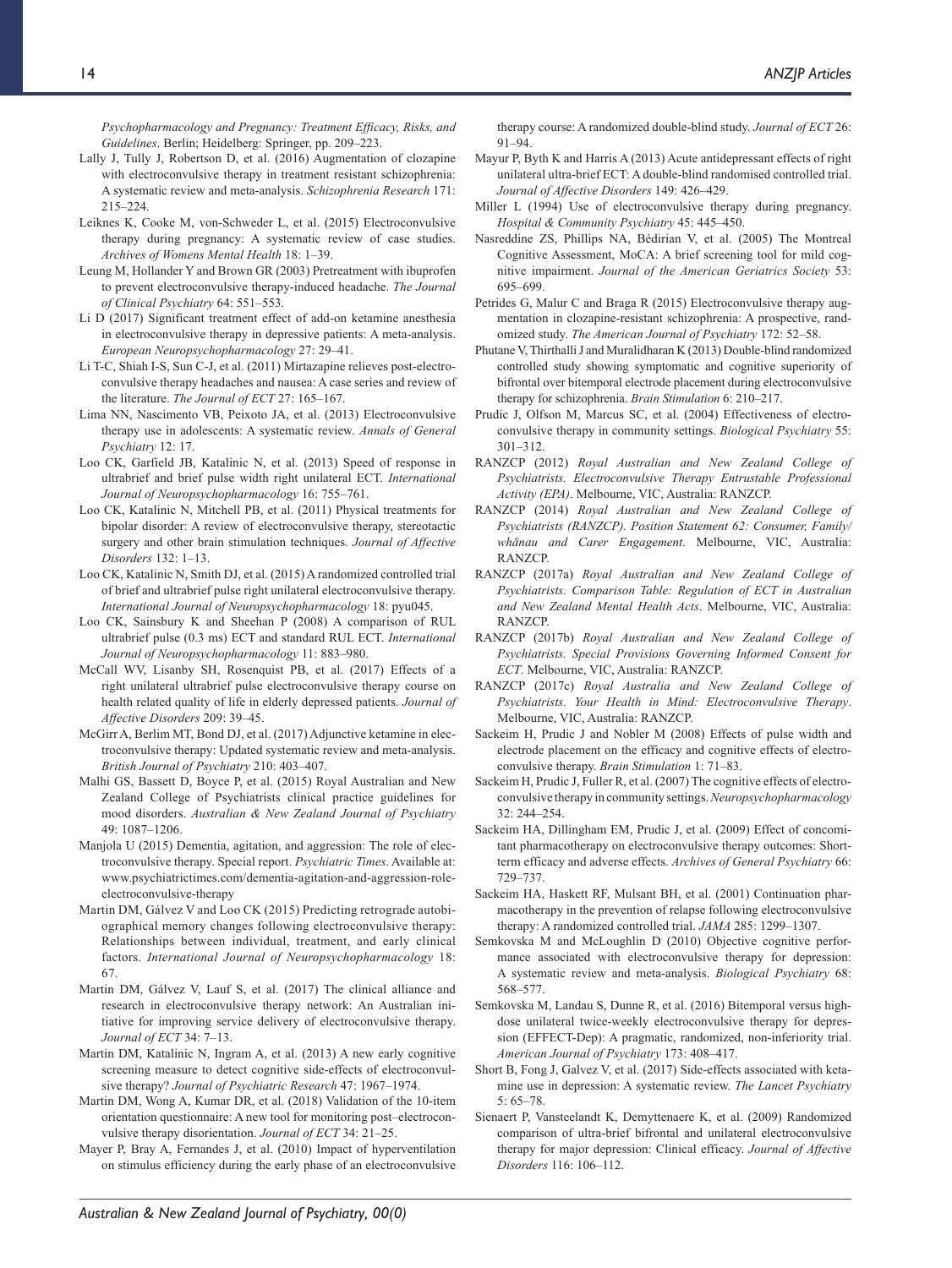*Psychopharmacology and Pregnancy: Treatment Efficacy, Risks, and Guidelines*. Berlin; Heidelberg: Springer, pp. 209–223.

Lally J, Tully J, Robertson D, et al. (2016) Augmentation of clozapine with electroconvulsive therapy in treatment resistant schizophrenia: A systematic review and meta-analysis. *Schizophrenia Research* 171: 215–224.

Leiknes K, Cooke M, von-Schweder L, et al. (2015) Electroconvulsive therapy during pregnancy: A systematic review of case studies. *Archives of Womens Mental Health* 18: 1–39.

Leung M, Hollander Y and Brown GR (2003) Pretreatment with ibuprofen to prevent electroconvulsive therapy-induced headache. *The Journal of Clinical Psychiatry* 64: 551–553.

Li D (2017) Significant treatment effect of add-on ketamine anesthesia in electroconvulsive therapy in depressive patients: A meta-analysis. *European Neuropsychopharmacology* 27: 29–41.

Li T-C, Shiah I-S, Sun C-J, et al. (2011) Mirtazapine relieves post-electroconvulsive therapy headaches and nausea: A case series and review of the literature. *The Journal of ECT* 27: 165–167.

Lima NN, Nascimento VB, Peixoto JA, et al. (2013) Electroconvulsive therapy use in adolescents: A systematic review. *Annals of General Psychiatry* 12: 17.

Loo CK, Garfield JB, Katalinic N, et al. (2013) Speed of response in ultrabrief and brief pulse width right unilateral ECT. *International Journal of Neuropsychopharmacology* 16: 755–761.

Loo CK, Katalinic N, Mitchell PB, et al. (2011) Physical treatments for bipolar disorder: A review of electroconvulsive therapy, stereotactic surgery and other brain stimulation techniques. *Journal of Affective Disorders* 132: 1–13.

Loo CK, Katalinic N, Smith DJ, et al. (2015) A randomized controlled trial of brief and ultrabrief pulse right unilateral electroconvulsive therapy. *International Journal of Neuropsychopharmacology* 18: pyu045.

Loo CK, Sainsbury K and Sheehan P (2008) A comparison of RUL ultrabrief pulse (0.3 ms) ECT and standard RUL ECT. *International Journal of Neuropsychopharmacology* 11: 883–980.

McCall WV, Lisanby SH, Rosenquist PB, et al. (2017) Effects of a right unilateral ultrabrief pulse electroconvulsive therapy course on health related quality of life in elderly depressed patients. *Journal of Affective Disorders* 209: 39–45.

McGirr A, Berlim MT, Bond DJ, et al. (2017) Adjunctive ketamine in electroconvulsive therapy: Updated systematic review and meta-analysis. *British Journal of Psychiatry* 210: 403–407.

Malhi GS, Bassett D, Boyce P, et al. (2015) Royal Australian and New Zealand College of Psychiatrists clinical practice guidelines for mood disorders. *Australian & New Zealand Journal of Psychiatry* 49: 1087–1206.

Manjola U (2015) Dementia, agitation, and aggression: The role of electroconvulsive therapy. Special report. *Psychiatric Times*. Available at: www.psychiatrictimes.com/dementia-agitation-and-aggression-role-electroconvulsive-therapy

Martin DM, Gálvez V and Loo CK (2015) Predicting retrograde autobiographical memory changes following electroconvulsive therapy: Relationships between individual, treatment, and early clinical factors. *International Journal of Neuropsychopharmacology* 18: 67.

Martin DM, Gálvez V, Lauf S, et al. (2017) The clinical alliance and research in electroconvulsive therapy network: An Australian initiative for improving service delivery of electroconvulsive therapy. *Journal of ECT* 34: 7–13.

Martin DM, Katalinic N, Ingram A, et al. (2013) A new early cognitive screening measure to detect cognitive side-effects of electroconvulsive therapy? *Journal of Psychiatric Research* 47: 1967–1974.

Martin DM, Wong A, Kumar DR, et al. (2018) Validation of the 10-item orientation questionnaire: A new tool for monitoring post–electroconvulsive therapy disorientation. *Journal of ECT* 34: 21–25.

Mayer P, Bray A, Fernandes J, et al. (2010) Impact of hyperventilation on stimulus efficiency during the early phase of an electroconvulsive therapy course: A randomized double-blind study. *Journal of ECT* 26: 91–94.

Mayur P, Byth K and Harris A (2013) Acute antidepressant effects of right unilateral ultra-brief ECT: A double-blind randomised controlled trial. *Journal of Affective Disorders* 149: 426–429.

Miller L (1994) Use of electroconvulsive therapy during pregnancy. *Hospital & Community Psychiatry* 45: 445–450.

Nasreddine ZS, Phillips NA, Bédirian V, et al. (2005) The Montreal Cognitive Assessment, MoCA: A brief screening tool for mild cognitive impairment. *Journal of the American Geriatrics Society* 53: 695–699.

Petrides G, Malur C and Braga R (2015) Electroconvulsive therapy augmentation in clozapine-resistant schizophrenia: A prospective, randomized study. *The American Journal of Psychiatry* 172: 52–58.

Phutane V, Thirthalli J and Muralidharan K (2013) Double-blind randomized controlled study showing symptomatic and cognitive superiority of bifrontal over bitemporal electrode placement during electroconvulsive therapy for schizophrenia. *Brain Stimulation* 6: 210–217.

Prudic J, Olfson M, Marcus SC, et al. (2004) Effectiveness of electroconvulsive therapy in community settings. *Biological Psychiatry* 55: 301–312.

RANZCP (2012) *Royal Australian and New Zealand College of Psychiatrists. Electroconvulsive Therapy Entrustable Professional Activity (EPA)*. Melbourne, VIC, Australia: RANZCP.

RANZCP (2014) *Royal Australian and New Zealand College of Psychiatrists (RANZCP). Position Statement 62: Consumer, Family/whānau and Carer Engagement*. Melbourne, VIC, Australia: RANZCP.

RANZCP (2017a) *Royal Australian and New Zealand College of Psychiatrists. Comparison Table: Regulation of ECT in Australian and New Zealand Mental Health Acts*. Melbourne, VIC, Australia: RANZCP.

RANZCP (2017b) *Royal Australian and New Zealand College of Psychiatrists. Special Provisions Governing Informed Consent for ECT*. Melbourne, VIC, Australia: RANZCP.

RANZCP (2017c) *Royal Australia and New Zealand College of Psychiatrists. Your Health in Mind: Electroconvulsive Therapy*. Melbourne, VIC, Australia: RANZCP.

Sackeim H, Prudic J and Nobler M (2008) Effects of pulse width and electrode placement on the efficacy and cognitive effects of electroconvulsive therapy. *Brain Stimulation* 1: 71–83.

Sackeim H, Prudic J, Fuller R, et al. (2007) The cognitive effects of electroconvulsive therapy in community settings. *Neuropsychopharmacology* 32: 244–254.

Sackeim HA, Dillingham EM, Prudic J, et al. (2009) Effect of concomitant pharmacotherapy on electroconvulsive therapy outcomes: Short-term efficacy and adverse effects. *Archives of General Psychiatry* 66: 729–737.

Sackeim HA, Haskett RF, Mulsant BH, et al. (2001) Continuation pharmacotherapy in the prevention of relapse following electroconvulsive therapy: A randomized controlled trial. *JAMA* 285: 1299–1307.

Semkovska M and McLoughlin D (2010) Objective cognitive performance associated with electroconvulsive therapy for depression: A systematic review and meta-analysis. *Biological Psychiatry* 68: 568–577.

Semkovska M, Landau S, Dunne R, et al. (2016) Bitemporal versus high-dose unilateral twice-weekly electroconvulsive therapy for depression (EFFECT-Dep): A pragmatic, randomized, non-inferiority trial. *American Journal of Psychiatry* 173: 408–417.

Short B, Fong J, Galvez V, et al. (2017) Side-effects associated with ketamine use in depression: A systematic review. *The Lancet Psychiatry* 5: 65–78.

Sienaert P, Vansteelandt K, Demyttenaere K, et al. (2009) Randomized comparison of ultra-brief bifrontal and unilateral electroconvulsive therapy for major depression: Clinical efficacy. *Journal of Affective Disorders* 116: 106–112.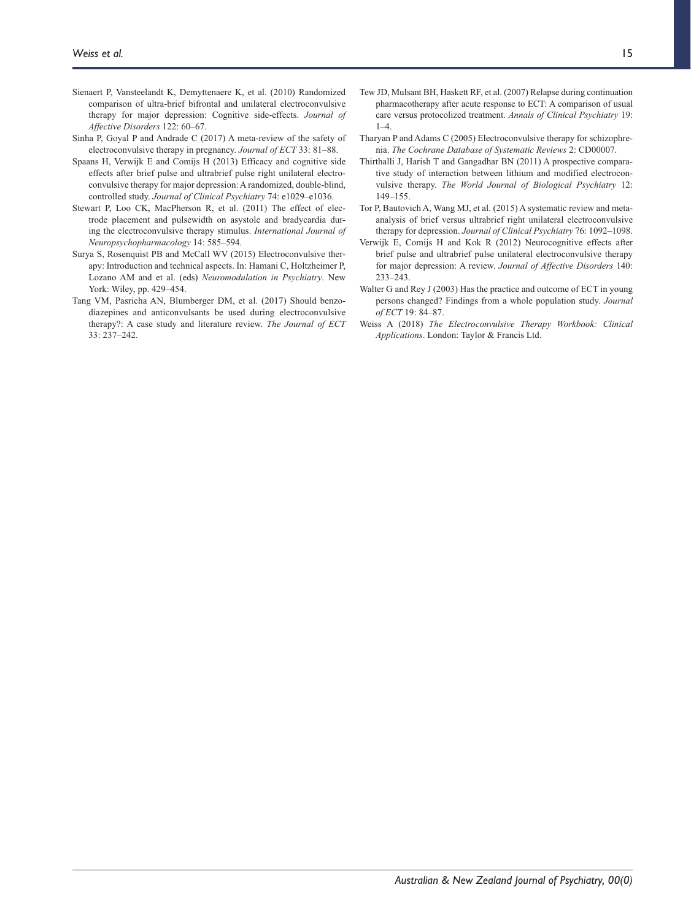Sienaert P, Vansteelandt K, Demyttenaere K, et al. (2010) Randomized comparison of ultra-brief bifrontal and unilateral electroconvulsive therapy for major depression: Cognitive side-effects. *Journal of Affective Disorders* 122: 60–67.

Sinha P, Goyal P and Andrade C (2017) A meta-review of the safety of electroconvulsive therapy in pregnancy. *Journal of ECT* 33: 81–88.

Spaans H, Verwijk E and Comijs H (2013) Efficacy and cognitive side effects after brief pulse and ultrabrief pulse right unilateral electroconvulsive therapy for major depression: A randomized, double-blind, controlled study. *Journal of Clinical Psychiatry* 74: e1029–e1036.

Stewart P, Loo CK, MacPherson R, et al. (2011) The effect of electrode placement and pulsewidth on asystole and bradycardia during the electroconvulsive therapy stimulus. *International Journal of Neuropsychopharmacology* 14: 585–594.

Surya S, Rosenquist PB and McCall WV (2015) Electroconvulsive therapy: Introduction and technical aspects. In: Hamani C, Holtzheimer P, Lozano AM and et al. (eds) *Neuromodulation in Psychiatry*. New York: Wiley, pp. 429–454.

Tang VM, Pasricha AN, Blumberger DM, et al. (2017) Should benzodiazepines and anticonvulsants be used during electroconvulsive therapy?: A case study and literature review. *The Journal of ECT* 33: 237–242.

Tew JD, Mulsant BH, Haskett RF, et al. (2007) Relapse during continuation pharmacotherapy after acute response to ECT: A comparison of usual care versus protocolized treatment. *Annals of Clinical Psychiatry* 19: 1–4.

Tharyan P and Adams C (2005) Electroconvulsive therapy for schizophrenia. *The Cochrane Database of Systematic Reviews* 2: CD00007.

Thirthalli J, Harish T and Gangadhar BN (2011) A prospective comparative study of interaction between lithium and modified electroconvulsive therapy. *The World Journal of Biological Psychiatry* 12: 149–155.

Tor P, Bautovich A, Wang MJ, et al. (2015) A systematic review and meta-analysis of brief versus ultrabrief right unilateral electroconvulsive therapy for depression. *Journal of Clinical Psychiatry* 76: 1092–1098.

Verwijk E, Comijs H and Kok R (2012) Neurocognitive effects after brief pulse and ultrabrief pulse unilateral electroconvulsive therapy for major depression: A review. *Journal of Affective Disorders* 140: 233–243.

Walter G and Rey J (2003) Has the practice and outcome of ECT in young persons changed? Findings from a whole population study. *Journal of ECT* 19: 84–87.

Weiss A (2018) *The Electroconvulsive Therapy Workbook: Clinical Applications*. London: Taylor & Francis Ltd.